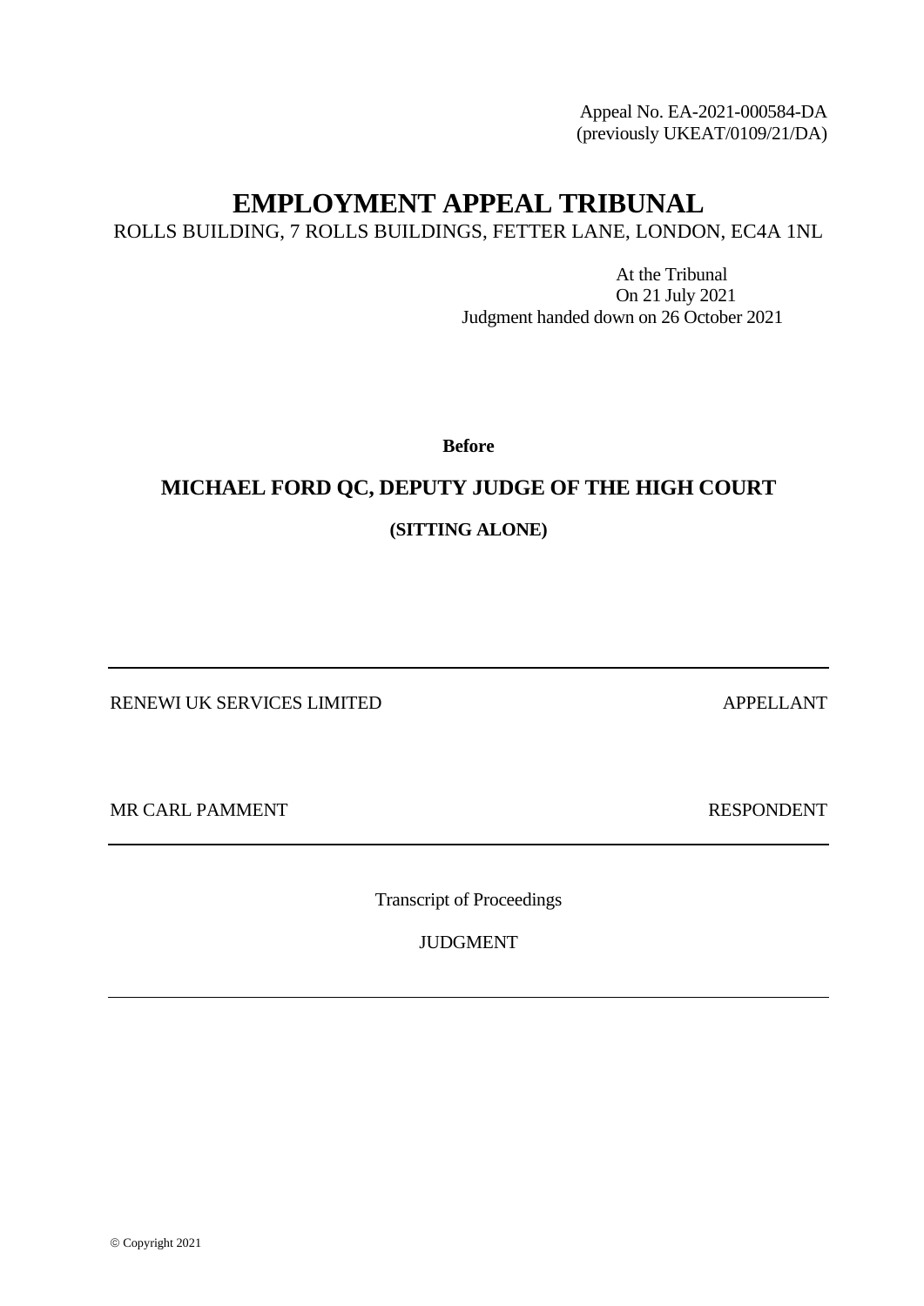Appeal No. EA-2021-000584-DA
(previously UKEAT/0109/21/DA)

# EMPLOYMENT APPEAL TRIBUNAL

ROLLS BUILDING, 7 ROLLS BUILDINGS, FETTER LANE, LONDON, EC4A 1NL

At the Tribunal
On 21 July 2021
Judgment handed down on 26 October 2021

**Before**

## MICHAEL FORD QC, DEPUTY JUDGE OF THE HIGH COURT

**(SITTING ALONE)**

---

RENEWI UK SERVICES LIMITED APPELLANT

MR CARL PAMMENT RESPONDENT

---

Transcript of Proceedings

JUDGMENT

---

© Copyright 2021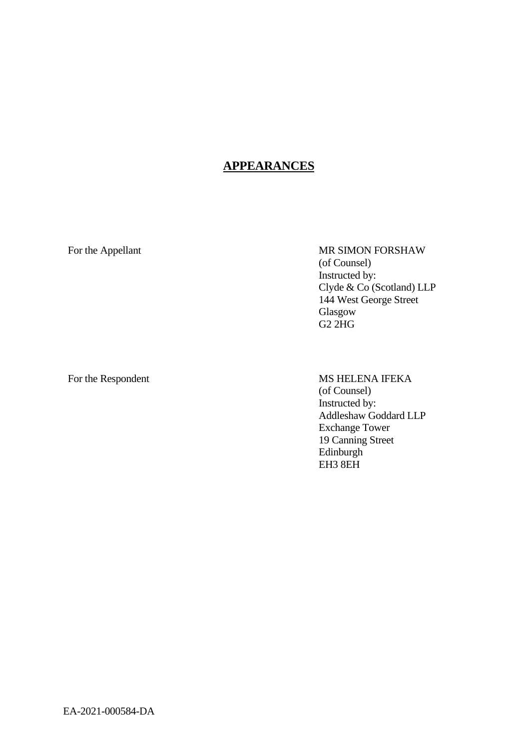## APPEARANCES

| | |
|---|---|
| For the Appellant | MR SIMON FORSHAW<br>(of Counsel)<br>Instructed by:<br>Clyde & Co (Scotland) LLP<br>144 West George Street<br>Glasgow<br>G2 2HG |
| For the Respondent | MS HELENA IFEKA<br>(of Counsel)<br>Instructed by:<br>Addleshaw Goddard LLP<br>Exchange Tower<br>19 Canning Street<br>Edinburgh<br>EH3 8EH |

EA-2021-000584-DA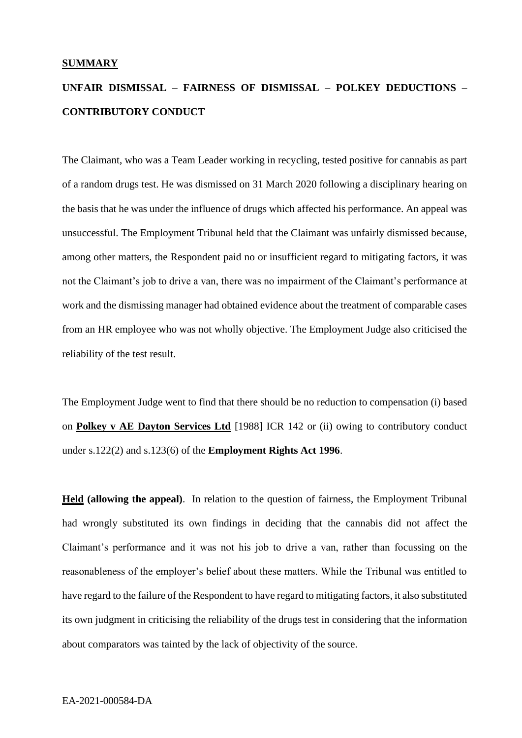**SUMMARY**

**UNFAIR DISMISSAL – FAIRNESS OF DISMISSAL – POLKEY DEDUCTIONS – CONTRIBUTORY CONDUCT**

The Claimant, who was a Team Leader working in recycling, tested positive for cannabis as part of a random drugs test. He was dismissed on 31 March 2020 following a disciplinary hearing on the basis that he was under the influence of drugs which affected his performance. An appeal was unsuccessful. The Employment Tribunal held that the Claimant was unfairly dismissed because, among other matters, the Respondent paid no or insufficient regard to mitigating factors, it was not the Claimant's job to drive a van, there was no impairment of the Claimant's performance at work and the dismissing manager had obtained evidence about the treatment of comparable cases from an HR employee who was not wholly objective. The Employment Judge also criticised the reliability of the test result.

The Employment Judge went to find that there should be no reduction to compensation (i) based on **Polkey v AE Dayton Services Ltd** [1988] ICR 142 or (ii) owing to contributory conduct under s.122(2) and s.123(6) of the **Employment Rights Act 1996**.

**Held (allowing the appeal)**. In relation to the question of fairness, the Employment Tribunal had wrongly substituted its own findings in deciding that the cannabis did not affect the Claimant's performance and it was not his job to drive a van, rather than focussing on the reasonableness of the employer's belief about these matters. While the Tribunal was entitled to have regard to the failure of the Respondent to have regard to mitigating factors, it also substituted its own judgment in criticising the reliability of the drugs test in considering that the information about comparators was tainted by the lack of objectivity of the source.

EA-2021-000584-DA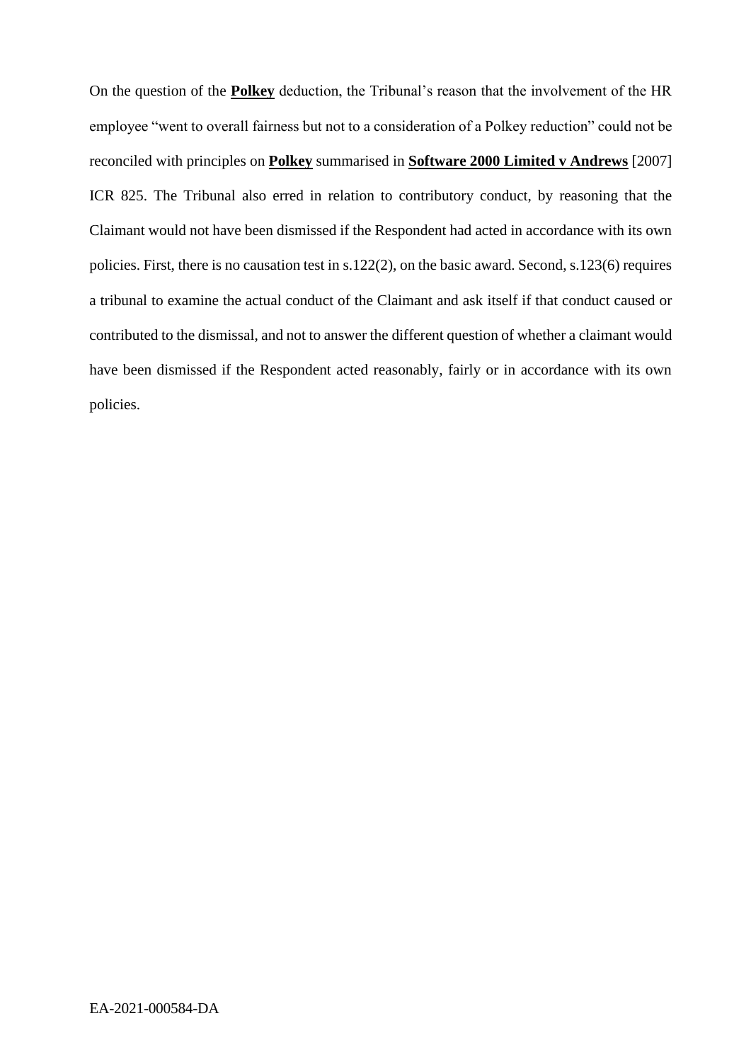On the question of the **Polkey** deduction, the Tribunal's reason that the involvement of the HR employee "went to overall fairness but not to a consideration of a Polkey reduction" could not be reconciled with principles on **Polkey** summarised in **Software 2000 Limited v Andrews** [2007] ICR 825. The Tribunal also erred in relation to contributory conduct, by reasoning that the Claimant would not have been dismissed if the Respondent had acted in accordance with its own policies. First, there is no causation test in s.122(2), on the basic award. Second, s.123(6) requires a tribunal to examine the actual conduct of the Claimant and ask itself if that conduct caused or contributed to the dismissal, and not to answer the different question of whether a claimant would have been dismissed if the Respondent acted reasonably, fairly or in accordance with its own policies.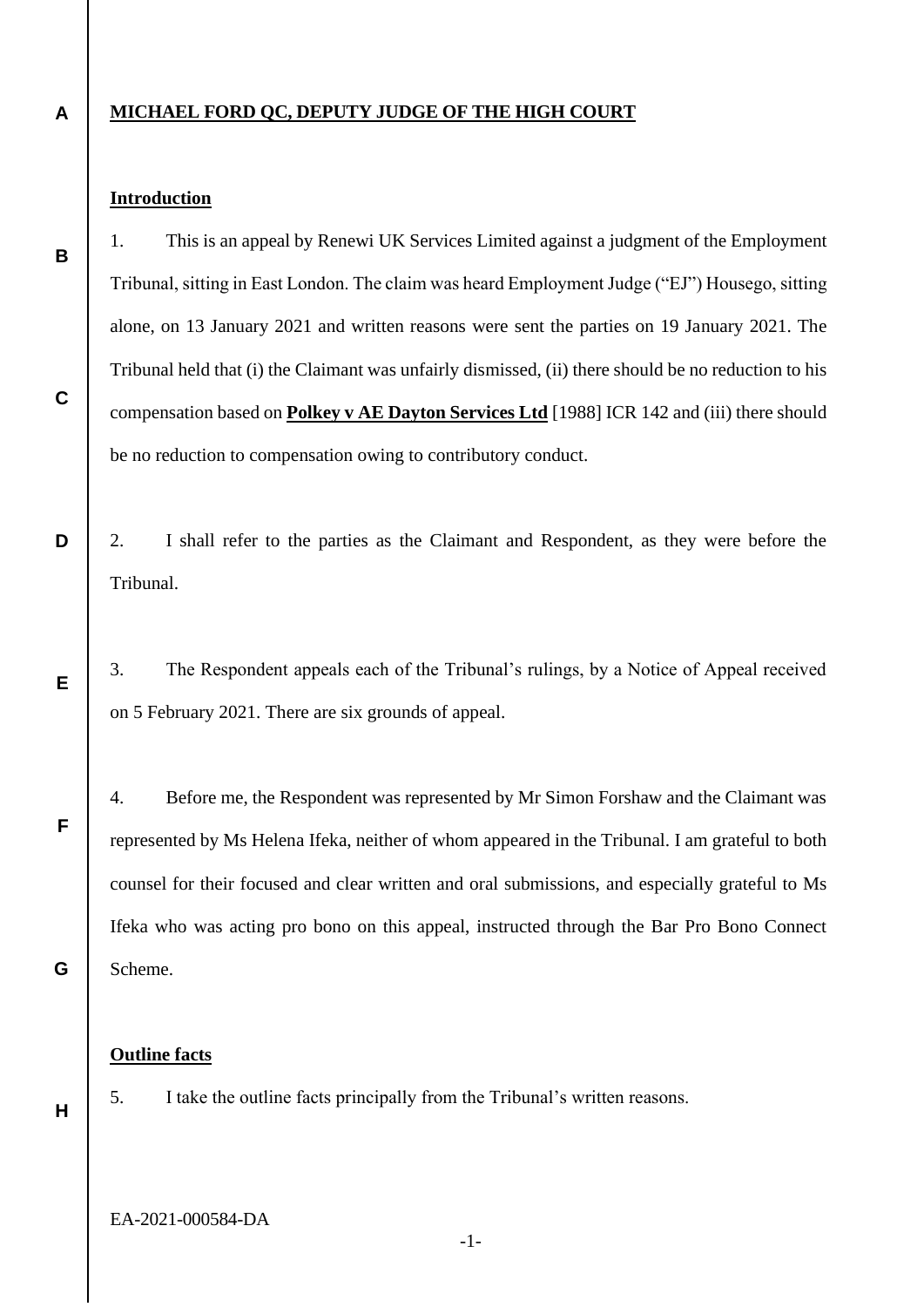**MICHAEL FORD QC, DEPUTY JUDGE OF THE HIGH COURT**

**Introduction**

1. This is an appeal by Renewi UK Services Limited against a judgment of the Employment Tribunal, sitting in East London. The claim was heard Employment Judge ("EJ") Housego, sitting alone, on 13 January 2021 and written reasons were sent the parties on 19 January 2021. The Tribunal held that (i) the Claimant was unfairly dismissed, (ii) there should be no reduction to his compensation based on **Polkey v AE Dayton Services Ltd** [1988] ICR 142 and (iii) there should be no reduction to compensation owing to contributory conduct.

2. I shall refer to the parties as the Claimant and Respondent, as they were before the Tribunal.

3. The Respondent appeals each of the Tribunal's rulings, by a Notice of Appeal received on 5 February 2021. There are six grounds of appeal.

4. Before me, the Respondent was represented by Mr Simon Forshaw and the Claimant was represented by Ms Helena Ifeka, neither of whom appeared in the Tribunal. I am grateful to both counsel for their focused and clear written and oral submissions, and especially grateful to Ms Ifeka who was acting pro bono on this appeal, instructed through the Bar Pro Bono Connect Scheme.

**Outline facts**

5. I take the outline facts principally from the Tribunal's written reasons.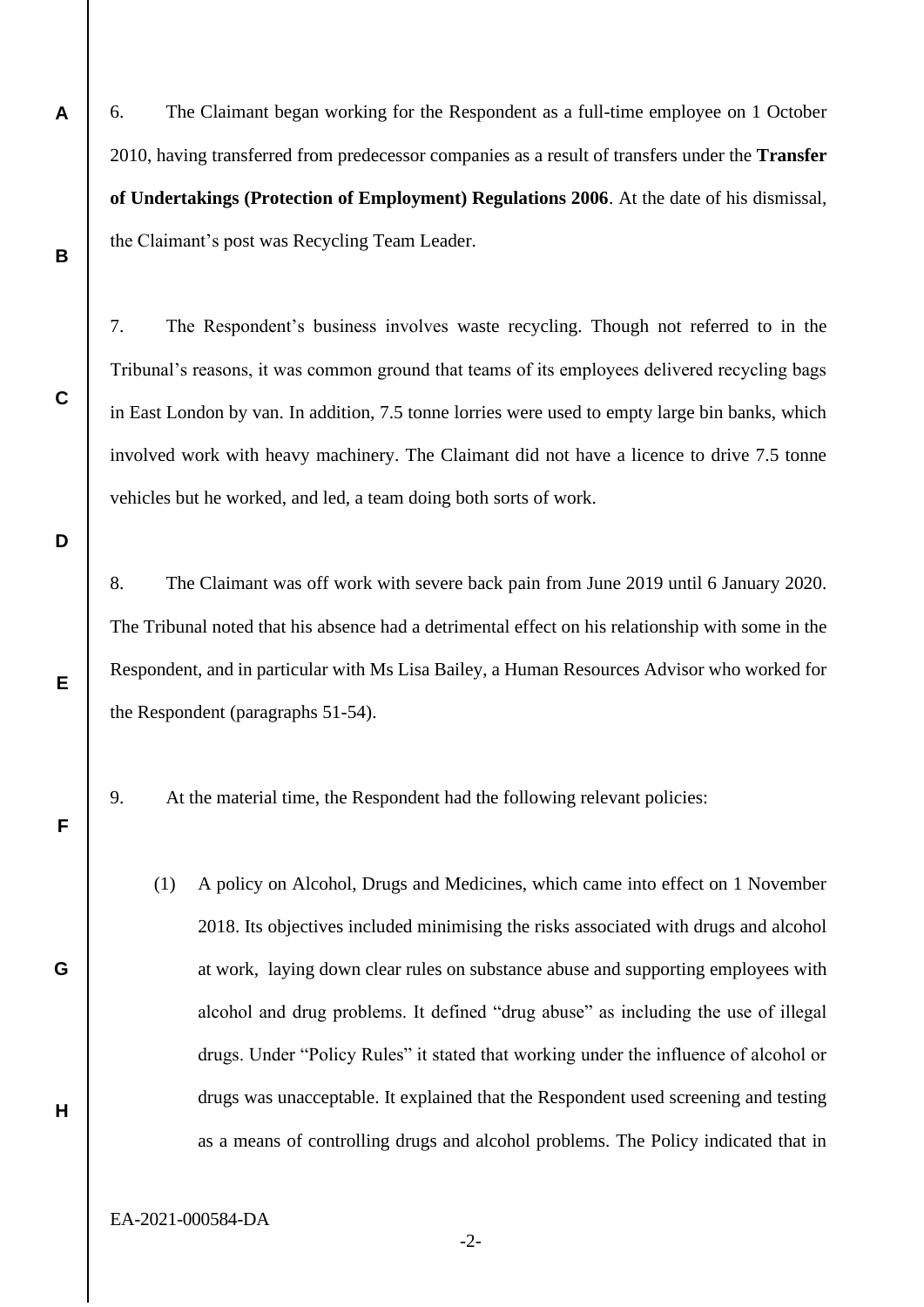6. The Claimant began working for the Respondent as a full-time employee on 1 October 2010, having transferred from predecessor companies as a result of transfers under the **Transfer of Undertakings (Protection of Employment) Regulations 2006**. At the date of his dismissal, the Claimant's post was Recycling Team Leader.

7. The Respondent's business involves waste recycling. Though not referred to in the Tribunal's reasons, it was common ground that teams of its employees delivered recycling bags in East London by van. In addition, 7.5 tonne lorries were used to empty large bin banks, which involved work with heavy machinery. The Claimant did not have a licence to drive 7.5 tonne vehicles but he worked, and led, a team doing both sorts of work.

8. The Claimant was off work with severe back pain from June 2019 until 6 January 2020. The Tribunal noted that his absence had a detrimental effect on his relationship with some in the Respondent, and in particular with Ms Lisa Bailey, a Human Resources Advisor who worked for the Respondent (paragraphs 51-54).

9. At the material time, the Respondent had the following relevant policies:

(1) A policy on Alcohol, Drugs and Medicines, which came into effect on 1 November 2018. Its objectives included minimising the risks associated with drugs and alcohol at work, laying down clear rules on substance abuse and supporting employees with alcohol and drug problems. It defined "drug abuse" as including the use of illegal drugs. Under "Policy Rules" it stated that working under the influence of alcohol or drugs was unacceptable. It explained that the Respondent used screening and testing as a means of controlling drugs and alcohol problems. The Policy indicated that in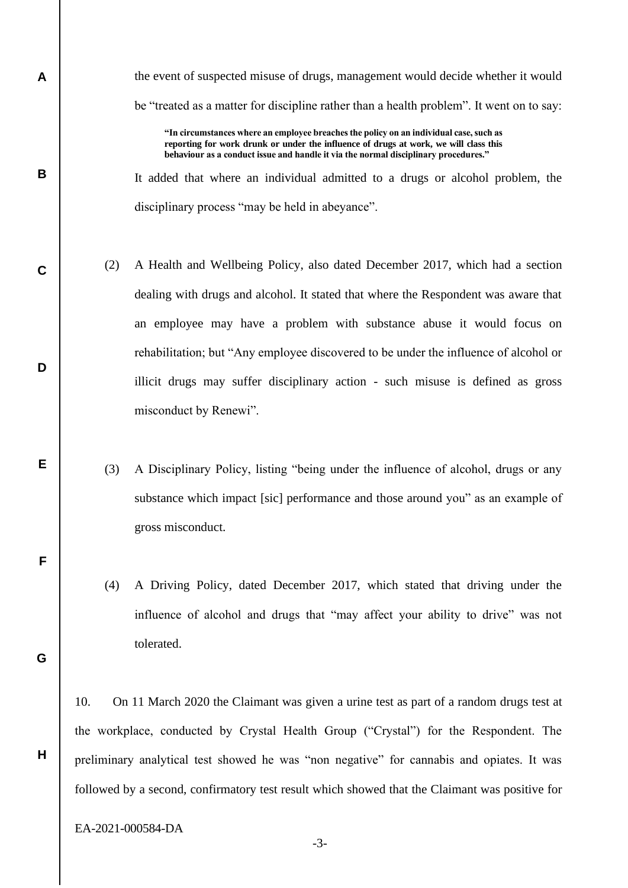the event of suspected misuse of drugs, management would decide whether it would be "treated as a matter for discipline rather than a health problem". It went on to say:

> **"In circumstances where an employee breaches the policy on an individual case, such as reporting for work drunk or under the influence of drugs at work, we will class this behaviour as a conduct issue and handle it via the normal disciplinary procedures."**

It added that where an individual admitted to a drugs or alcohol problem, the disciplinary process "may be held in abeyance".

(2) A Health and Wellbeing Policy, also dated December 2017, which had a section dealing with drugs and alcohol. It stated that where the Respondent was aware that an employee may have a problem with substance abuse it would focus on rehabilitation; but "Any employee discovered to be under the influence of alcohol or illicit drugs may suffer disciplinary action - such misuse is defined as gross misconduct by Renewi".

(3) A Disciplinary Policy, listing "being under the influence of alcohol, drugs or any substance which impact [sic] performance and those around you" as an example of gross misconduct.

(4) A Driving Policy, dated December 2017, which stated that driving under the influence of alcohol and drugs that "may affect your ability to drive" was not tolerated.

10. On 11 March 2020 the Claimant was given a urine test as part of a random drugs test at the workplace, conducted by Crystal Health Group ("Crystal") for the Respondent. The preliminary analytical test showed he was "non negative" for cannabis and opiates. It was followed by a second, confirmatory test result which showed that the Claimant was positive for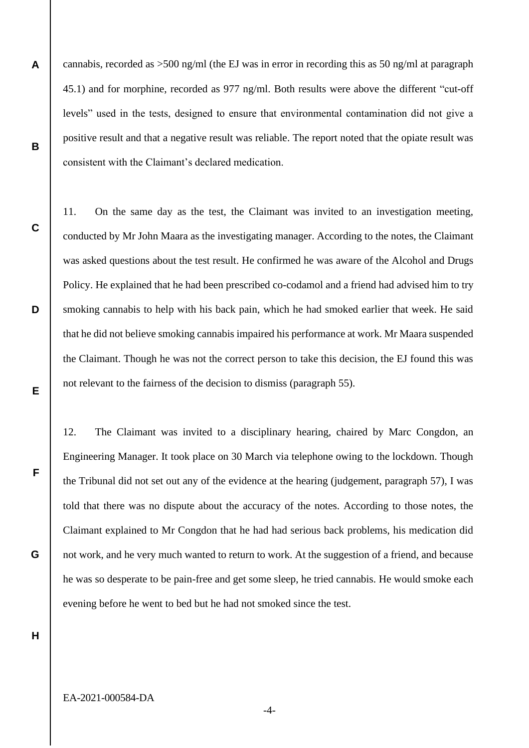cannabis, recorded as >500 ng/ml (the EJ was in error in recording this as 50 ng/ml at paragraph 45.1) and for morphine, recorded as 977 ng/ml. Both results were above the different "cut-off levels" used in the tests, designed to ensure that environmental contamination did not give a positive result and that a negative result was reliable. The report noted that the opiate result was consistent with the Claimant's declared medication.

11. On the same day as the test, the Claimant was invited to an investigation meeting, conducted by Mr John Maara as the investigating manager. According to the notes, the Claimant was asked questions about the test result. He confirmed he was aware of the Alcohol and Drugs Policy. He explained that he had been prescribed co-codamol and a friend had advised him to try smoking cannabis to help with his back pain, which he had smoked earlier that week. He said that he did not believe smoking cannabis impaired his performance at work. Mr Maara suspended the Claimant. Though he was not the correct person to take this decision, the EJ found this was not relevant to the fairness of the decision to dismiss (paragraph 55).

12. The Claimant was invited to a disciplinary hearing, chaired by Marc Congdon, an Engineering Manager. It took place on 30 March via telephone owing to the lockdown. Though the Tribunal did not set out any of the evidence at the hearing (judgement, paragraph 57), I was told that there was no dispute about the accuracy of the notes. According to those notes, the Claimant explained to Mr Congdon that he had had serious back problems, his medication did not work, and he very much wanted to return to work. At the suggestion of a friend, and because he was so desperate to be pain-free and get some sleep, he tried cannabis. He would smoke each evening before he went to bed but he had not smoked since the test.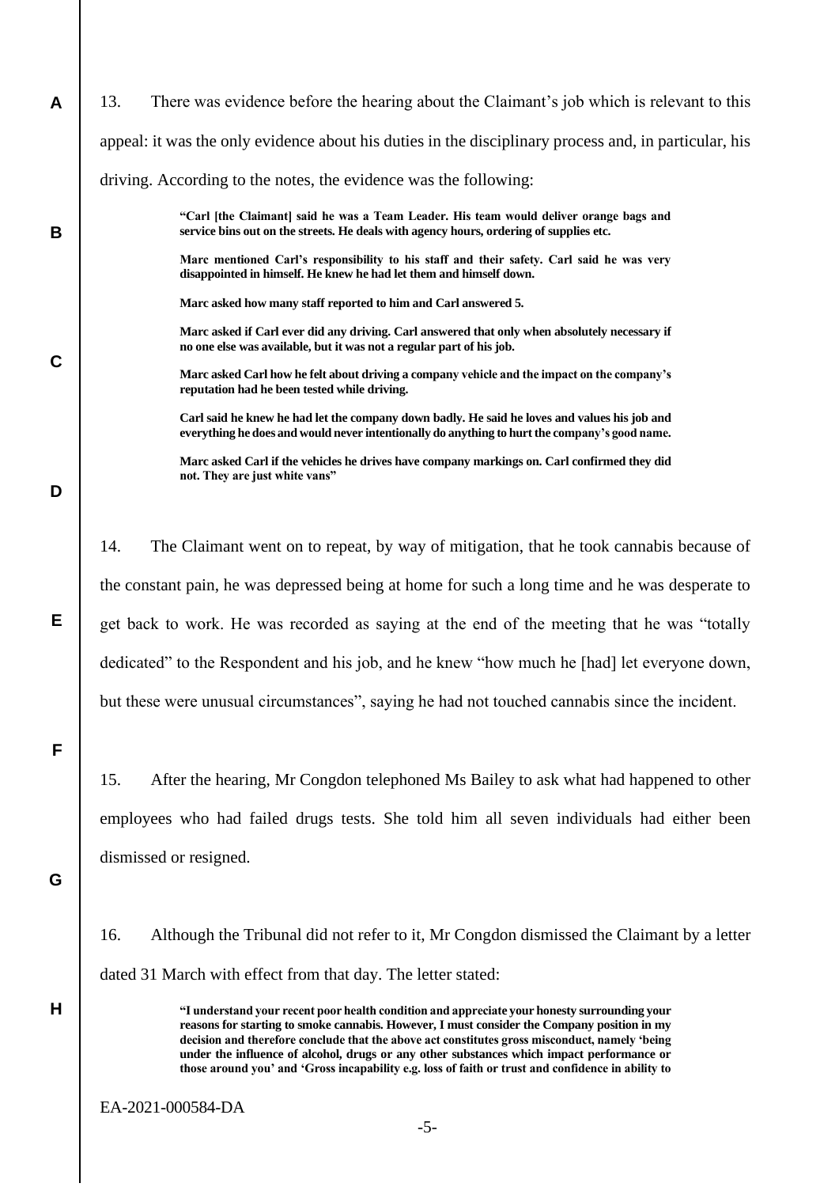13. There was evidence before the hearing about the Claimant's job which is relevant to this appeal: it was the only evidence about his duties in the disciplinary process and, in particular, his driving. According to the notes, the evidence was the following:

> **"Carl [the Claimant] said he was a Team Leader. His team would deliver orange bags and service bins out on the streets. He deals with agency hours, ordering of supplies etc.**
>
> **Marc mentioned Carl's responsibility to his staff and their safety. Carl said he was very disappointed in himself. He knew he had let them and himself down.**
>
> **Marc asked how many staff reported to him and Carl answered 5.**
>
> **Marc asked if Carl ever did any driving. Carl answered that only when absolutely necessary if no one else was available, but it was not a regular part of his job.**
>
> **Marc asked Carl how he felt about driving a company vehicle and the impact on the company's reputation had he been tested while driving.**
>
> **Carl said he knew he had let the company down badly. He said he loves and values his job and everything he does and would never intentionally do anything to hurt the company's good name.**
>
> **Marc asked Carl if the vehicles he drives have company markings on. Carl confirmed they did not. They are just white vans"**

14. The Claimant went on to repeat, by way of mitigation, that he took cannabis because of the constant pain, he was depressed being at home for such a long time and he was desperate to get back to work. He was recorded as saying at the end of the meeting that he was "totally dedicated" to the Respondent and his job, and he knew "how much he [had] let everyone down, but these were unusual circumstances", saying he had not touched cannabis since the incident.

15. After the hearing, Mr Congdon telephoned Ms Bailey to ask what had happened to other employees who had failed drugs tests. She told him all seven individuals had either been dismissed or resigned.

16. Although the Tribunal did not refer to it, Mr Congdon dismissed the Claimant by a letter dated 31 March with effect from that day. The letter stated:

> **"I understand your recent poor health condition and appreciate your honesty surrounding your reasons for starting to smoke cannabis. However, I must consider the Company position in my decision and therefore conclude that the above act constitutes gross misconduct, namely 'being under the influence of alcohol, drugs or any other substances which impact performance or those around you' and 'Gross incapability e.g. loss of faith or trust and confidence in ability to**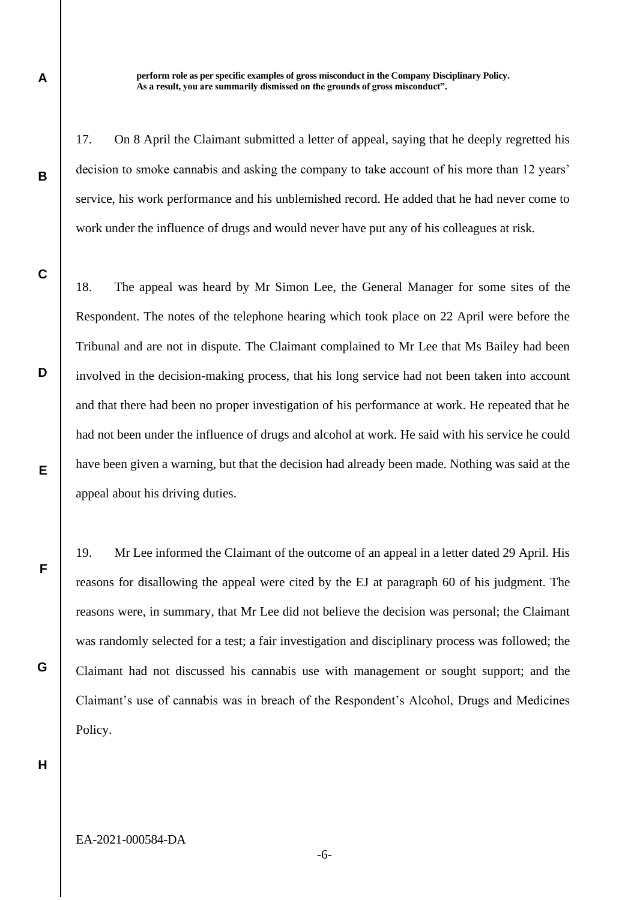**perform role as per specific examples of gross misconduct in the Company Disciplinary Policy. As a result, you are summarily dismissed on the grounds of gross misconduct".**

17. On 8 April the Claimant submitted a letter of appeal, saying that he deeply regretted his decision to smoke cannabis and asking the company to take account of his more than 12 years' service, his work performance and his unblemished record. He added that he had never come to work under the influence of drugs and would never have put any of his colleagues at risk.

18. The appeal was heard by Mr Simon Lee, the General Manager for some sites of the Respondent. The notes of the telephone hearing which took place on 22 April were before the Tribunal and are not in dispute. The Claimant complained to Mr Lee that Ms Bailey had been involved in the decision-making process, that his long service had not been taken into account and that there had been no proper investigation of his performance at work. He repeated that he had not been under the influence of drugs and alcohol at work. He said with his service he could have been given a warning, but that the decision had already been made. Nothing was said at the appeal about his driving duties.

19. Mr Lee informed the Claimant of the outcome of an appeal in a letter dated 29 April. His reasons for disallowing the appeal were cited by the EJ at paragraph 60 of his judgment. The reasons were, in summary, that Mr Lee did not believe the decision was personal; the Claimant was randomly selected for a test; a fair investigation and disciplinary process was followed; the Claimant had not discussed his cannabis use with management or sought support; and the Claimant's use of cannabis was in breach of the Respondent's Alcohol, Drugs and Medicines Policy.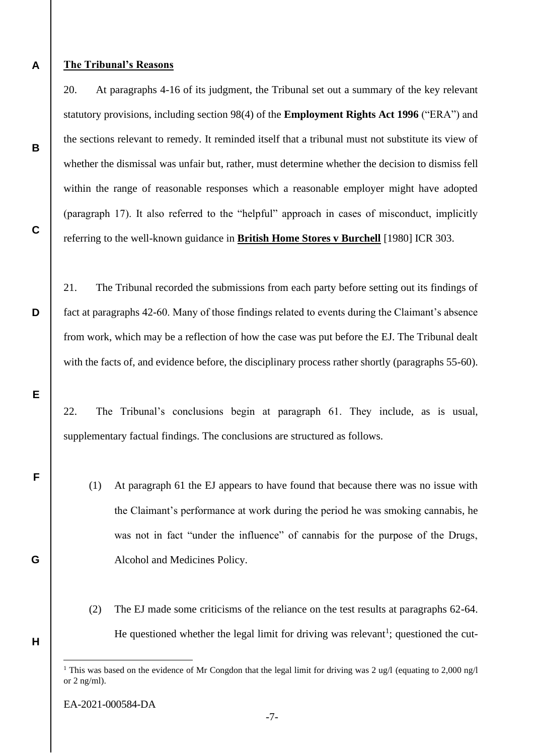**The Tribunal's Reasons**

20. At paragraphs 4-16 of its judgment, the Tribunal set out a summary of the key relevant statutory provisions, including section 98(4) of the **Employment Rights Act 1996** ("ERA") and the sections relevant to remedy. It reminded itself that a tribunal must not substitute its view of whether the dismissal was unfair but, rather, must determine whether the decision to dismiss fell within the range of reasonable responses which a reasonable employer might have adopted (paragraph 17). It also referred to the "helpful" approach in cases of misconduct, implicitly referring to the well-known guidance in **British Home Stores v Burchell** [1980] ICR 303.

21. The Tribunal recorded the submissions from each party before setting out its findings of fact at paragraphs 42-60. Many of those findings related to events during the Claimant's absence from work, which may be a reflection of how the case was put before the EJ. The Tribunal dealt with the facts of, and evidence before, the disciplinary process rather shortly (paragraphs 55-60).

22. The Tribunal's conclusions begin at paragraph 61. They include, as is usual, supplementary factual findings. The conclusions are structured as follows.

(1) At paragraph 61 the EJ appears to have found that because there was no issue with the Claimant's performance at work during the period he was smoking cannabis, he was not in fact "under the influence" of cannabis for the purpose of the Drugs, Alcohol and Medicines Policy.

(2) The EJ made some criticisms of the reliance on the test results at paragraphs 62-64. He questioned whether the legal limit for driving was relevant[1]; questioned the cut-

[1] This was based on the evidence of Mr Congdon that the legal limit for driving was 2 ug/l (equating to 2,000 ng/l or 2 ng/ml).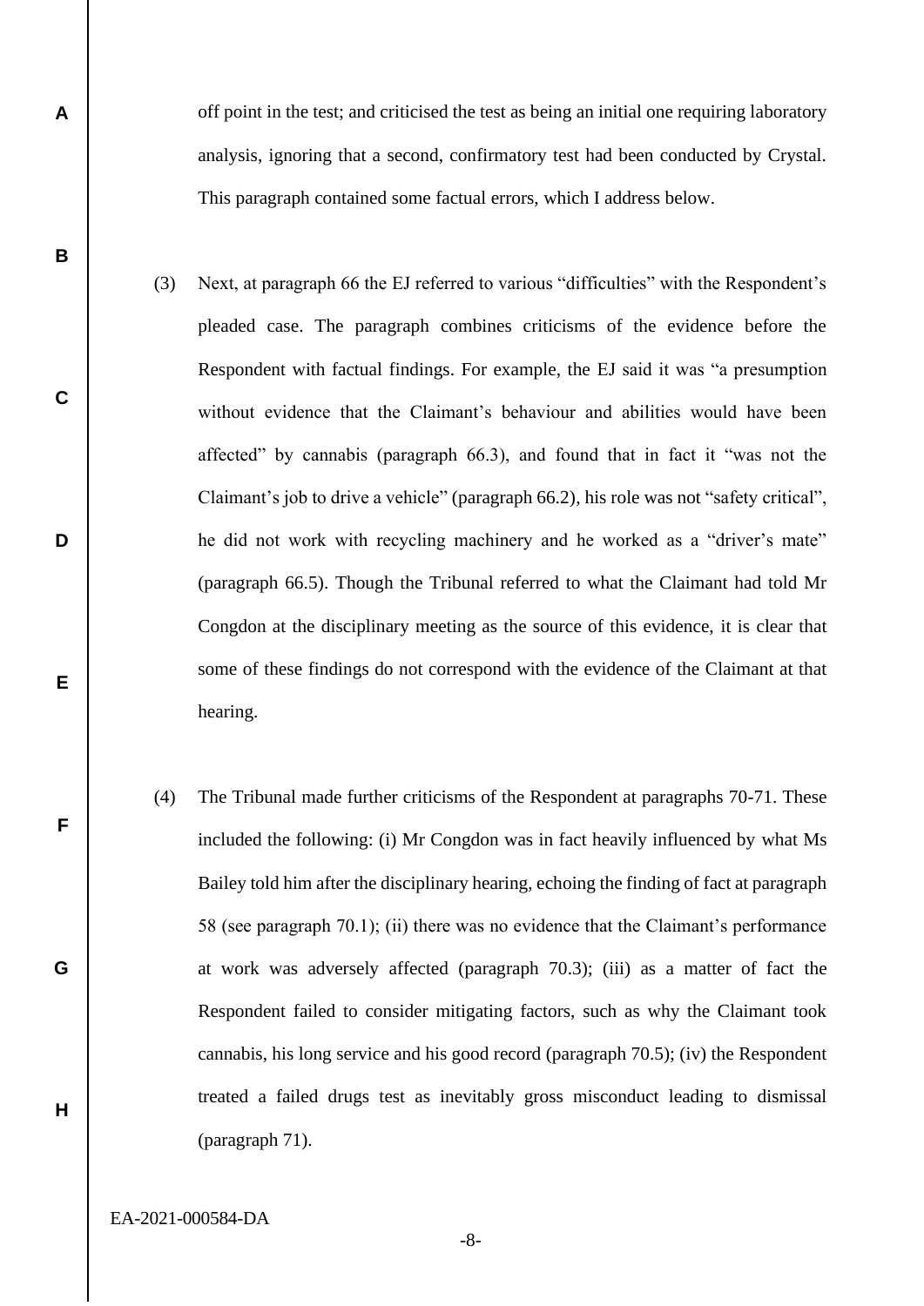off point in the test; and criticised the test as being an initial one requiring laboratory analysis, ignoring that a second, confirmatory test had been conducted by Crystal. This paragraph contained some factual errors, which I address below.

(3) Next, at paragraph 66 the EJ referred to various "difficulties" with the Respondent's pleaded case. The paragraph combines criticisms of the evidence before the Respondent with factual findings. For example, the EJ said it was "a presumption without evidence that the Claimant's behaviour and abilities would have been affected" by cannabis (paragraph 66.3), and found that in fact it "was not the Claimant's job to drive a vehicle" (paragraph 66.2), his role was not "safety critical", he did not work with recycling machinery and he worked as a "driver's mate" (paragraph 66.5). Though the Tribunal referred to what the Claimant had told Mr Congdon at the disciplinary meeting as the source of this evidence, it is clear that some of these findings do not correspond with the evidence of the Claimant at that hearing.

(4) The Tribunal made further criticisms of the Respondent at paragraphs 70-71. These included the following: (i) Mr Congdon was in fact heavily influenced by what Ms Bailey told him after the disciplinary hearing, echoing the finding of fact at paragraph 58 (see paragraph 70.1); (ii) there was no evidence that the Claimant's performance at work was adversely affected (paragraph 70.3); (iii) as a matter of fact the Respondent failed to consider mitigating factors, such as why the Claimant took cannabis, his long service and his good record (paragraph 70.5); (iv) the Respondent treated a failed drugs test as inevitably gross misconduct leading to dismissal (paragraph 71).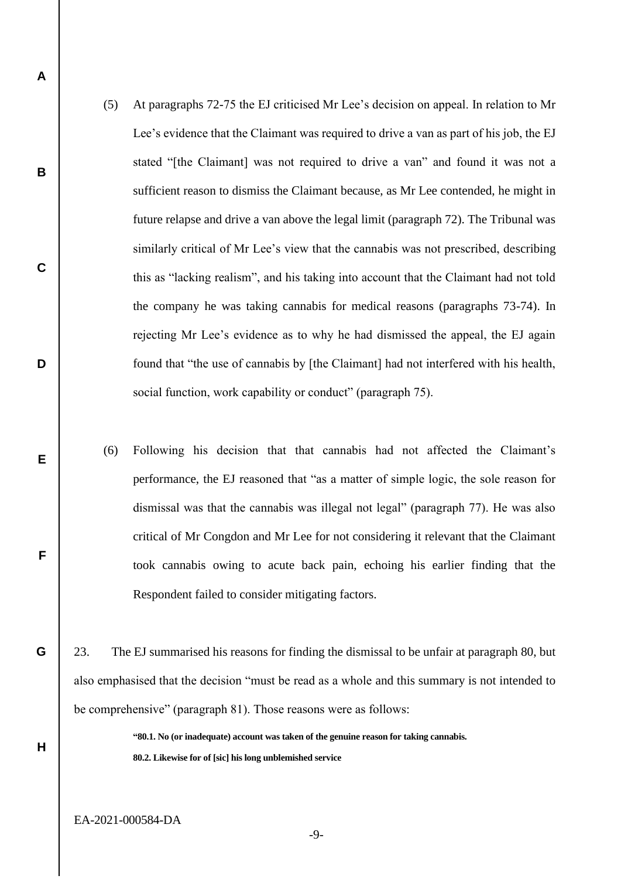(5) At paragraphs 72-75 the EJ criticised Mr Lee's decision on appeal. In relation to Mr Lee's evidence that the Claimant was required to drive a van as part of his job, the EJ stated "[the Claimant] was not required to drive a van" and found it was not a sufficient reason to dismiss the Claimant because, as Mr Lee contended, he might in future relapse and drive a van above the legal limit (paragraph 72). The Tribunal was similarly critical of Mr Lee's view that the cannabis was not prescribed, describing this as "lacking realism", and his taking into account that the Claimant had not told the company he was taking cannabis for medical reasons (paragraphs 73-74). In rejecting Mr Lee's evidence as to why he had dismissed the appeal, the EJ again found that "the use of cannabis by [the Claimant] had not interfered with his health, social function, work capability or conduct" (paragraph 75).

(6) Following his decision that that cannabis had not affected the Claimant's performance, the EJ reasoned that "as a matter of simple logic, the sole reason for dismissal was that the cannabis was illegal not legal" (paragraph 77). He was also critical of Mr Congdon and Mr Lee for not considering it relevant that the Claimant took cannabis owing to acute back pain, echoing his earlier finding that the Respondent failed to consider mitigating factors.

23. The EJ summarised his reasons for finding the dismissal to be unfair at paragraph 80, but also emphasised that the decision "must be read as a whole and this summary is not intended to be comprehensive" (paragraph 81). Those reasons were as follows:

> **"80.1. No (or inadequate) account was taken of the genuine reason for taking cannabis.**
>
> **80.2. Likewise for of [sic] his long unblemished service**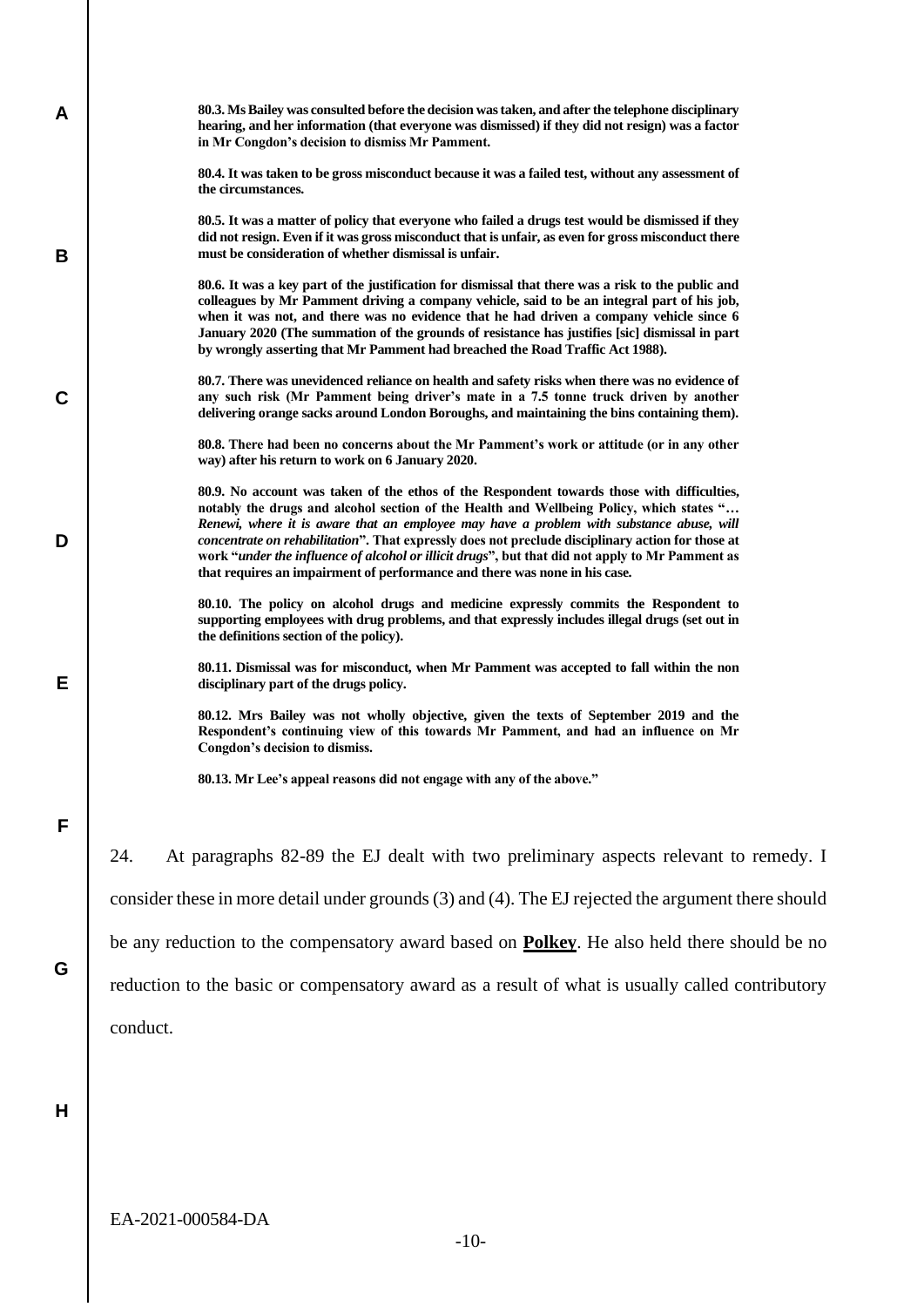**80.3. Ms Bailey was consulted before the decision was taken, and after the telephone disciplinary hearing, and her information (that everyone was dismissed) if they did not resign) was a factor in Mr Congdon's decision to dismiss Mr Pamment.**

**80.4. It was taken to be gross misconduct because it was a failed test, without any assessment of the circumstances.**

**80.5. It was a matter of policy that everyone who failed a drugs test would be dismissed if they did not resign. Even if it was gross misconduct that is unfair, as even for gross misconduct there must be consideration of whether dismissal is unfair.**

**80.6. It was a key part of the justification for dismissal that there was a risk to the public and colleagues by Mr Pamment driving a company vehicle, said to be an integral part of his job, when it was not, and there was no evidence that he had driven a company vehicle since 6 January 2020 (The summation of the grounds of resistance has justifies [sic] dismissal in part by wrongly asserting that Mr Pamment had breached the Road Traffic Act 1988).**

**80.7. There was unevidenced reliance on health and safety risks when there was no evidence of any such risk (Mr Pamment being driver's mate in a 7.5 tonne truck driven by another delivering orange sacks around London Boroughs, and maintaining the bins containing them).**

**80.8. There had been no concerns about the Mr Pamment's work or attitude (or in any other way) after his return to work on 6 January 2020.**

**80.9. No account was taken of the ethos of the Respondent towards those with difficulties, notably the drugs and alcohol section of the Health and Wellbeing Policy, which states "*… Renewi, where it is aware that an employee may have a problem with substance abuse, will concentrate on rehabilitation*". That expressly does not preclude disciplinary action for those at work "*under the influence of alcohol or illicit drugs*", but that did not apply to Mr Pamment as that requires an impairment of performance and there was none in his case.**

**80.10. The policy on alcohol drugs and medicine expressly commits the Respondent to supporting employees with drug problems, and that expressly includes illegal drugs (set out in the definitions section of the policy).**

**80.11. Dismissal was for misconduct, when Mr Pamment was accepted to fall within the non disciplinary part of the drugs policy.**

**80.12. Mrs Bailey was not wholly objective, given the texts of September 2019 and the Respondent's continuing view of this towards Mr Pamment, and had an influence on Mr Congdon's decision to dismiss.**

**80.13. Mr Lee's appeal reasons did not engage with any of the above."**

24. At paragraphs 82-89 the EJ dealt with two preliminary aspects relevant to remedy. I consider these in more detail under grounds (3) and (4). The EJ rejected the argument there should be any reduction to the compensatory award based on **Polkey**. He also held there should be no reduction to the basic or compensatory award as a result of what is usually called contributory conduct.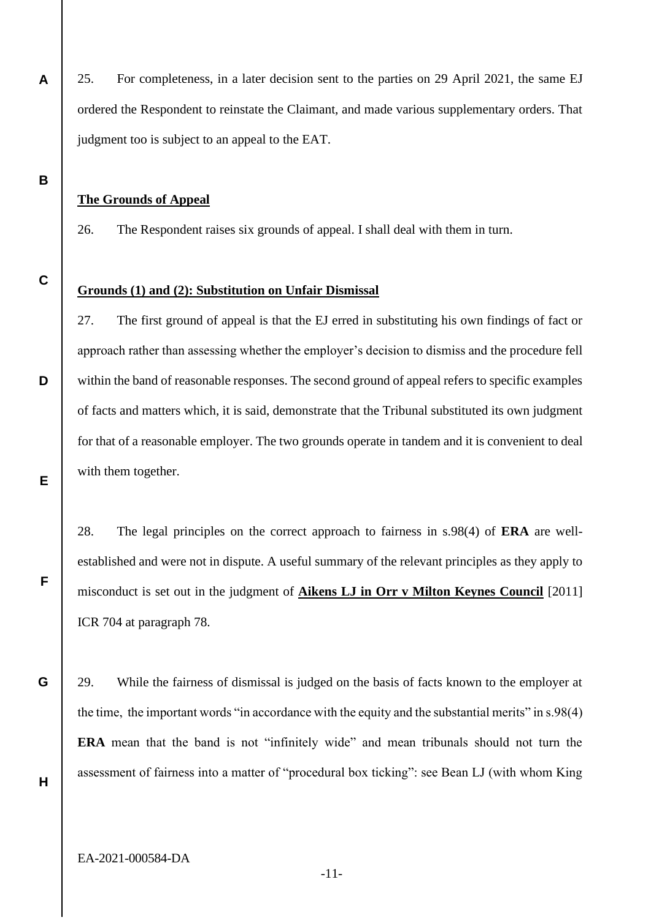25. For completeness, in a later decision sent to the parties on 29 April 2021, the same EJ ordered the Respondent to reinstate the Claimant, and made various supplementary orders. That judgment too is subject to an appeal to the EAT.

**The Grounds of Appeal**

26. The Respondent raises six grounds of appeal. I shall deal with them in turn.

**Grounds (1) and (2): Substitution on Unfair Dismissal**

27. The first ground of appeal is that the EJ erred in substituting his own findings of fact or approach rather than assessing whether the employer's decision to dismiss and the procedure fell within the band of reasonable responses. The second ground of appeal refers to specific examples of facts and matters which, it is said, demonstrate that the Tribunal substituted its own judgment for that of a reasonable employer. The two grounds operate in tandem and it is convenient to deal with them together.

28. The legal principles on the correct approach to fairness in s.98(4) of **ERA** are well-established and were not in dispute. A useful summary of the relevant principles as they apply to misconduct is set out in the judgment of **Aikens LJ in Orr v Milton Keynes Council** [2011] ICR 704 at paragraph 78.

29. While the fairness of dismissal is judged on the basis of facts known to the employer at the time, the important words "in accordance with the equity and the substantial merits" in s.98(4) **ERA** mean that the band is not "infinitely wide" and mean tribunals should not turn the assessment of fairness into a matter of "procedural box ticking": see Bean LJ (with whom King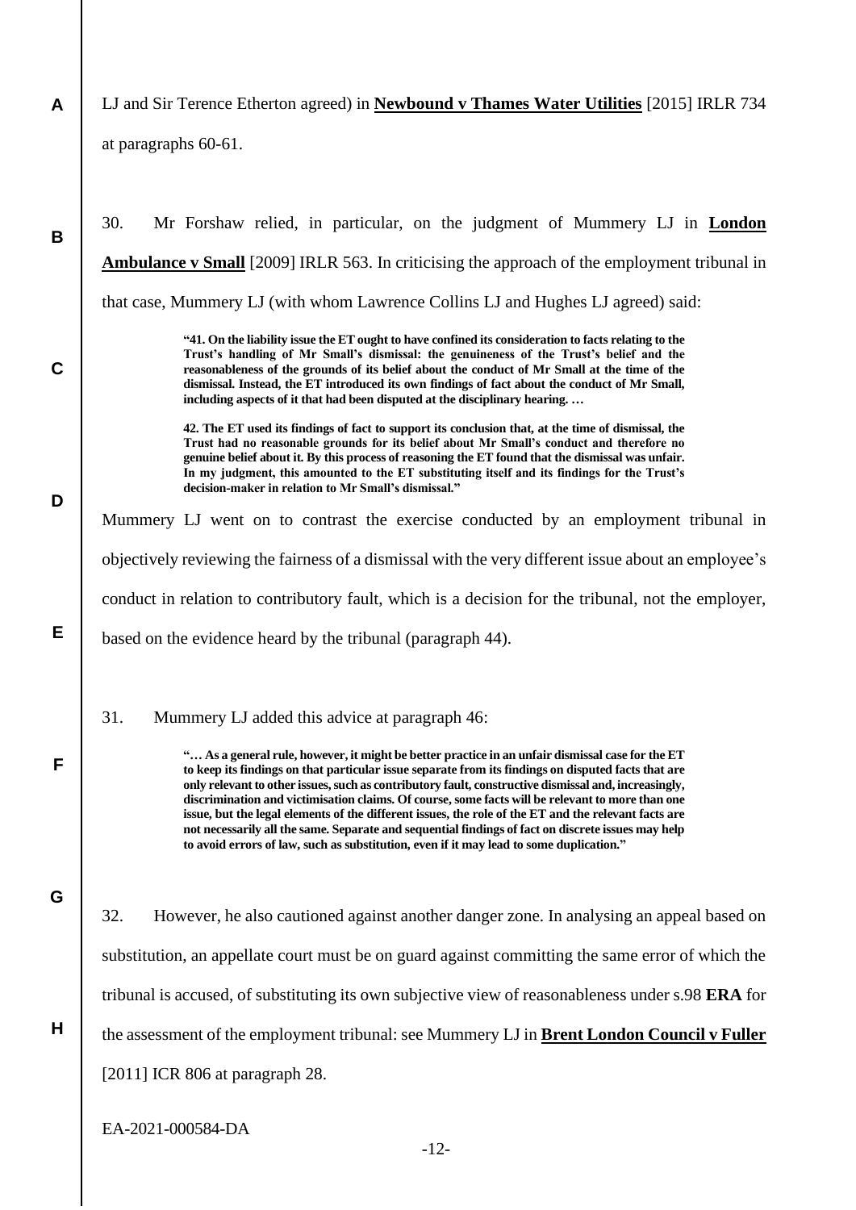LJ and Sir Terence Etherton agreed) in **Newbound v Thames Water Utilities** [2015] IRLR 734 at paragraphs 60-61.

30. Mr Forshaw relied, in particular, on the judgment of Mummery LJ in **London Ambulance v Small** [2009] IRLR 563. In criticising the approach of the employment tribunal in that case, Mummery LJ (with whom Lawrence Collins LJ and Hughes LJ agreed) said:

> **"41. On the liability issue the ET ought to have confined its consideration to facts relating to the Trust's handling of Mr Small's dismissal: the genuineness of the Trust's belief and the reasonableness of the grounds of its belief about the conduct of Mr Small at the time of the dismissal. Instead, the ET introduced its own findings of fact about the conduct of Mr Small, including aspects of it that had been disputed at the disciplinary hearing. …**
>
> **42. The ET used its findings of fact to support its conclusion that, at the time of dismissal, the Trust had no reasonable grounds for its belief about Mr Small's conduct and therefore no genuine belief about it. By this process of reasoning the ET found that the dismissal was unfair. In my judgment, this amounted to the ET substituting itself and its findings for the Trust's decision-maker in relation to Mr Small's dismissal."**

Mummery LJ went on to contrast the exercise conducted by an employment tribunal in objectively reviewing the fairness of a dismissal with the very different issue about an employee's conduct in relation to contributory fault, which is a decision for the tribunal, not the employer, based on the evidence heard by the tribunal (paragraph 44).

31. Mummery LJ added this advice at paragraph 46:

> **"… As a general rule, however, it might be better practice in an unfair dismissal case for the ET to keep its findings on that particular issue separate from its findings on disputed facts that are only relevant to other issues, such as contributory fault, constructive dismissal and, increasingly, discrimination and victimisation claims. Of course, some facts will be relevant to more than one issue, but the legal elements of the different issues, the role of the ET and the relevant facts are not necessarily all the same. Separate and sequential findings of fact on discrete issues may help to avoid errors of law, such as substitution, even if it may lead to some duplication."**

32. However, he also cautioned against another danger zone. In analysing an appeal based on substitution, an appellate court must be on guard against committing the same error of which the tribunal is accused, of substituting its own subjective view of reasonableness under s.98 **ERA** for the assessment of the employment tribunal: see Mummery LJ in **Brent London Council v Fuller** [2011] ICR 806 at paragraph 28.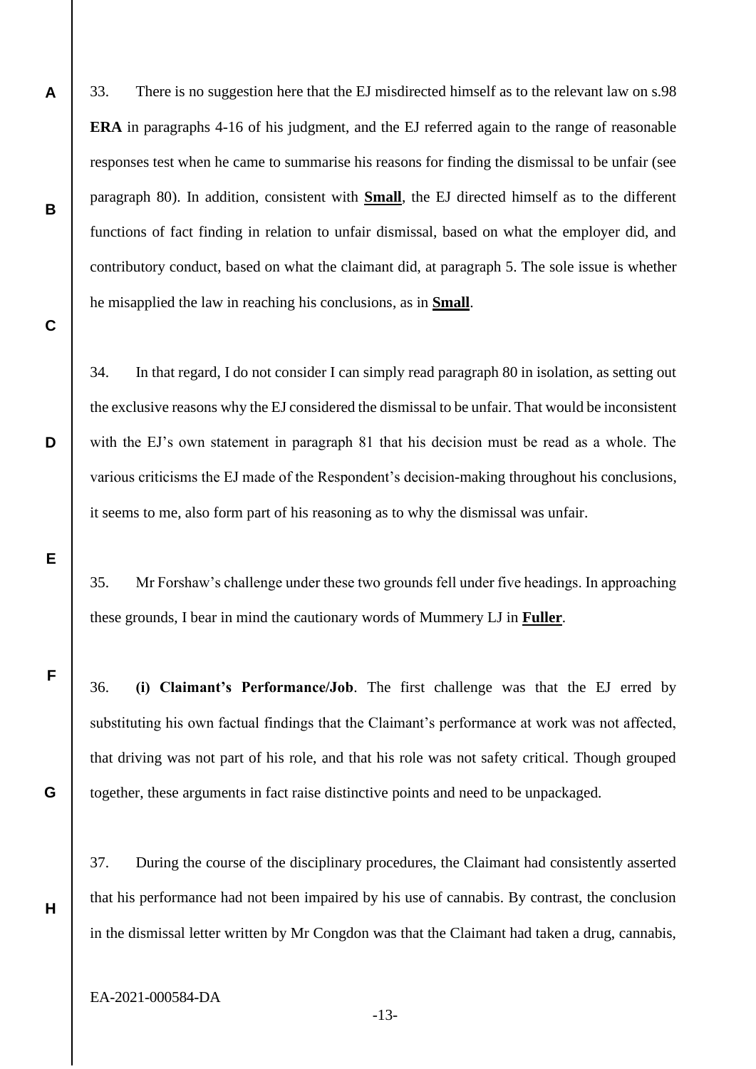33. There is no suggestion here that the EJ misdirected himself as to the relevant law on s.98 **ERA** in paragraphs 4-16 of his judgment, and the EJ referred again to the range of reasonable responses test when he came to summarise his reasons for finding the dismissal to be unfair (see paragraph 80). In addition, consistent with **Small**, the EJ directed himself as to the different functions of fact finding in relation to unfair dismissal, based on what the employer did, and contributory conduct, based on what the claimant did, at paragraph 5. The sole issue is whether he misapplied the law in reaching his conclusions, as in **Small**.

34. In that regard, I do not consider I can simply read paragraph 80 in isolation, as setting out the exclusive reasons why the EJ considered the dismissal to be unfair. That would be inconsistent with the EJ's own statement in paragraph 81 that his decision must be read as a whole. The various criticisms the EJ made of the Respondent's decision-making throughout his conclusions, it seems to me, also form part of his reasoning as to why the dismissal was unfair.

35. Mr Forshaw's challenge under these two grounds fell under five headings. In approaching these grounds, I bear in mind the cautionary words of Mummery LJ in **Fuller**.

36. **(i) Claimant's Performance/Job**. The first challenge was that the EJ erred by substituting his own factual findings that the Claimant's performance at work was not affected, that driving was not part of his role, and that his role was not safety critical. Though grouped together, these arguments in fact raise distinctive points and need to be unpackaged.

37. During the course of the disciplinary procedures, the Claimant had consistently asserted that his performance had not been impaired by his use of cannabis. By contrast, the conclusion in the dismissal letter written by Mr Congdon was that the Claimant had taken a drug, cannabis,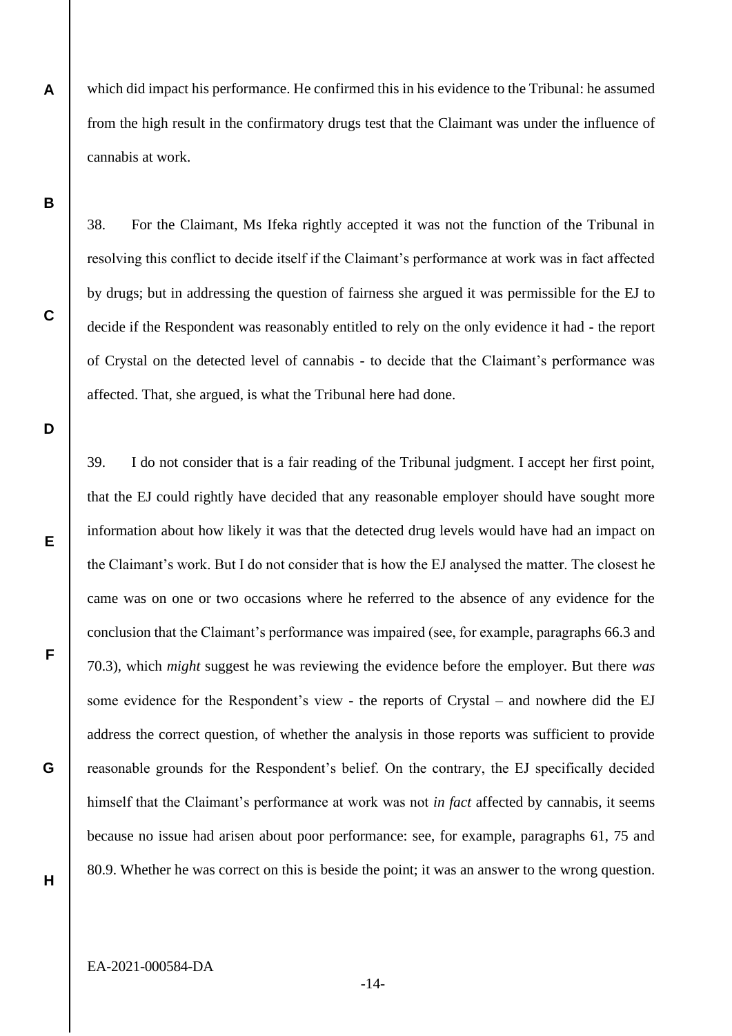which did impact his performance. He confirmed this in his evidence to the Tribunal: he assumed from the high result in the confirmatory drugs test that the Claimant was under the influence of cannabis at work.

38. For the Claimant, Ms Ifeka rightly accepted it was not the function of the Tribunal in resolving this conflict to decide itself if the Claimant's performance at work was in fact affected by drugs; but in addressing the question of fairness she argued it was permissible for the EJ to decide if the Respondent was reasonably entitled to rely on the only evidence it had - the report of Crystal on the detected level of cannabis - to decide that the Claimant's performance was affected. That, she argued, is what the Tribunal here had done.

39. I do not consider that is a fair reading of the Tribunal judgment. I accept her first point, that the EJ could rightly have decided that any reasonable employer should have sought more information about how likely it was that the detected drug levels would have had an impact on the Claimant's work. But I do not consider that is how the EJ analysed the matter. The closest he came was on one or two occasions where he referred to the absence of any evidence for the conclusion that the Claimant's performance was impaired (see, for example, paragraphs 66.3 and 70.3), which *might* suggest he was reviewing the evidence before the employer. But there *was* some evidence for the Respondent's view - the reports of Crystal – and nowhere did the EJ address the correct question, of whether the analysis in those reports was sufficient to provide reasonable grounds for the Respondent's belief. On the contrary, the EJ specifically decided himself that the Claimant's performance at work was not *in fact* affected by cannabis, it seems because no issue had arisen about poor performance: see, for example, paragraphs 61, 75 and 80.9. Whether he was correct on this is beside the point; it was an answer to the wrong question.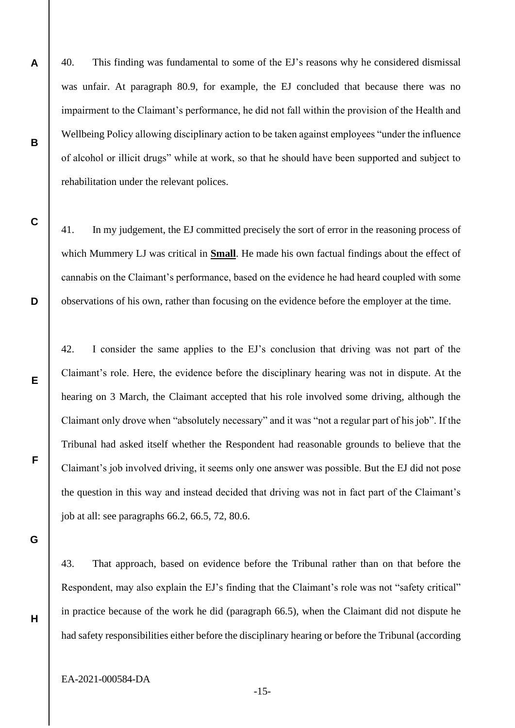40. This finding was fundamental to some of the EJ's reasons why he considered dismissal was unfair. At paragraph 80.9, for example, the EJ concluded that because there was no impairment to the Claimant's performance, he did not fall within the provision of the Health and Wellbeing Policy allowing disciplinary action to be taken against employees "under the influence of alcohol or illicit drugs" while at work, so that he should have been supported and subject to rehabilitation under the relevant polices.

41. In my judgement, the EJ committed precisely the sort of error in the reasoning process of which Mummery LJ was critical in **Small**. He made his own factual findings about the effect of cannabis on the Claimant's performance, based on the evidence he had heard coupled with some observations of his own, rather than focusing on the evidence before the employer at the time.

42. I consider the same applies to the EJ's conclusion that driving was not part of the Claimant's role. Here, the evidence before the disciplinary hearing was not in dispute. At the hearing on 3 March, the Claimant accepted that his role involved some driving, although the Claimant only drove when "absolutely necessary" and it was "not a regular part of his job". If the Tribunal had asked itself whether the Respondent had reasonable grounds to believe that the Claimant's job involved driving, it seems only one answer was possible. But the EJ did not pose the question in this way and instead decided that driving was not in fact part of the Claimant's job at all: see paragraphs 66.2, 66.5, 72, 80.6.

43. That approach, based on evidence before the Tribunal rather than on that before the Respondent, may also explain the EJ's finding that the Claimant's role was not "safety critical" in practice because of the work he did (paragraph 66.5), when the Claimant did not dispute he had safety responsibilities either before the disciplinary hearing or before the Tribunal (according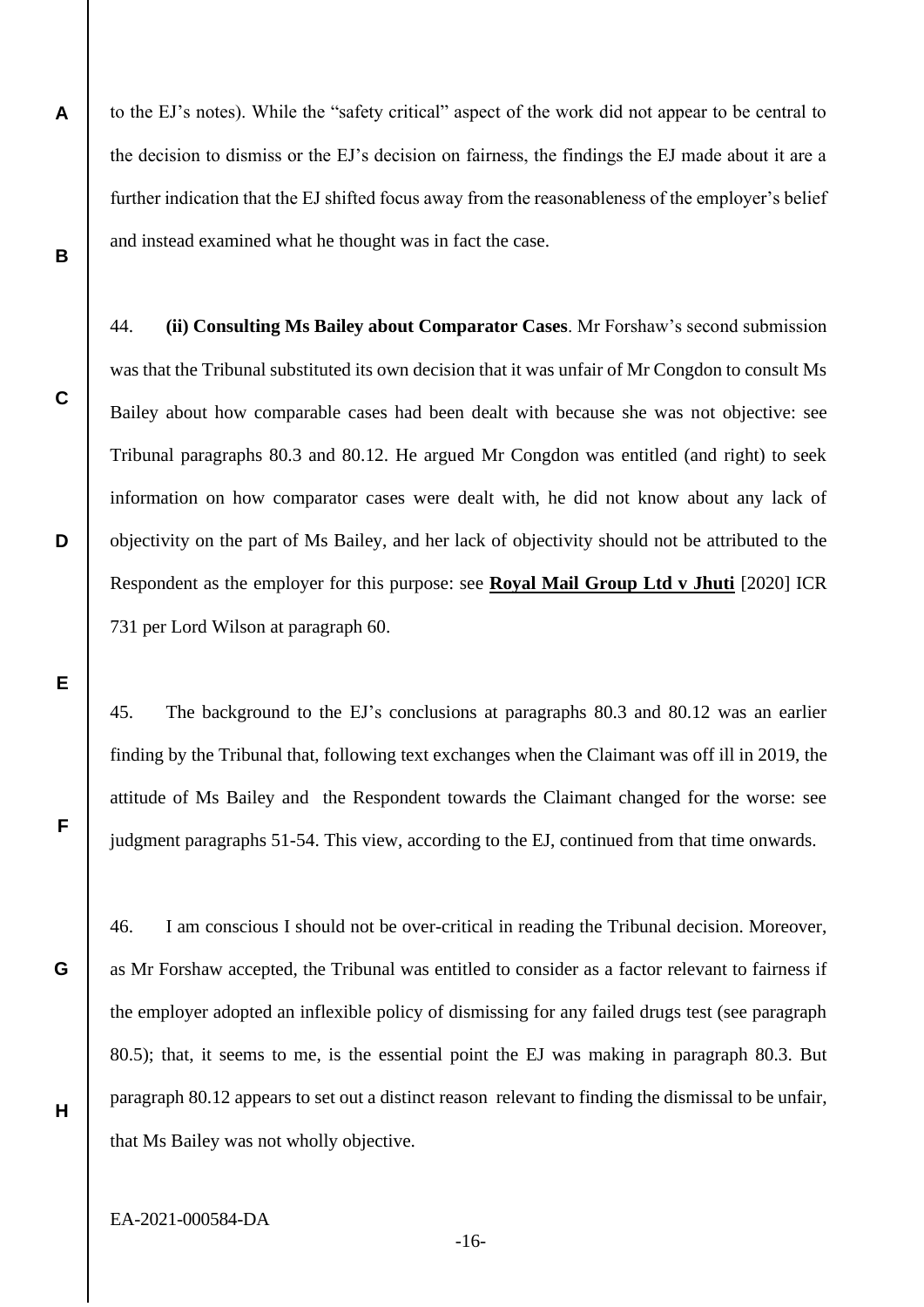to the EJ's notes). While the "safety critical" aspect of the work did not appear to be central to the decision to dismiss or the EJ's decision on fairness, the findings the EJ made about it are a further indication that the EJ shifted focus away from the reasonableness of the employer's belief and instead examined what he thought was in fact the case.

44. **(ii) Consulting Ms Bailey about Comparator Cases**. Mr Forshaw's second submission was that the Tribunal substituted its own decision that it was unfair of Mr Congdon to consult Ms Bailey about how comparable cases had been dealt with because she was not objective: see Tribunal paragraphs 80.3 and 80.12. He argued Mr Congdon was entitled (and right) to seek information on how comparator cases were dealt with, he did not know about any lack of objectivity on the part of Ms Bailey, and her lack of objectivity should not be attributed to the Respondent as the employer for this purpose: see **Royal Mail Group Ltd v Jhuti** [2020] ICR 731 per Lord Wilson at paragraph 60.

45. The background to the EJ's conclusions at paragraphs 80.3 and 80.12 was an earlier finding by the Tribunal that, following text exchanges when the Claimant was off ill in 2019, the attitude of Ms Bailey and the Respondent towards the Claimant changed for the worse: see judgment paragraphs 51-54. This view, according to the EJ, continued from that time onwards.

46. I am conscious I should not be over-critical in reading the Tribunal decision. Moreover, as Mr Forshaw accepted, the Tribunal was entitled to consider as a factor relevant to fairness if the employer adopted an inflexible policy of dismissing for any failed drugs test (see paragraph 80.5); that, it seems to me, is the essential point the EJ was making in paragraph 80.3. But paragraph 80.12 appears to set out a distinct reason relevant to finding the dismissal to be unfair, that Ms Bailey was not wholly objective.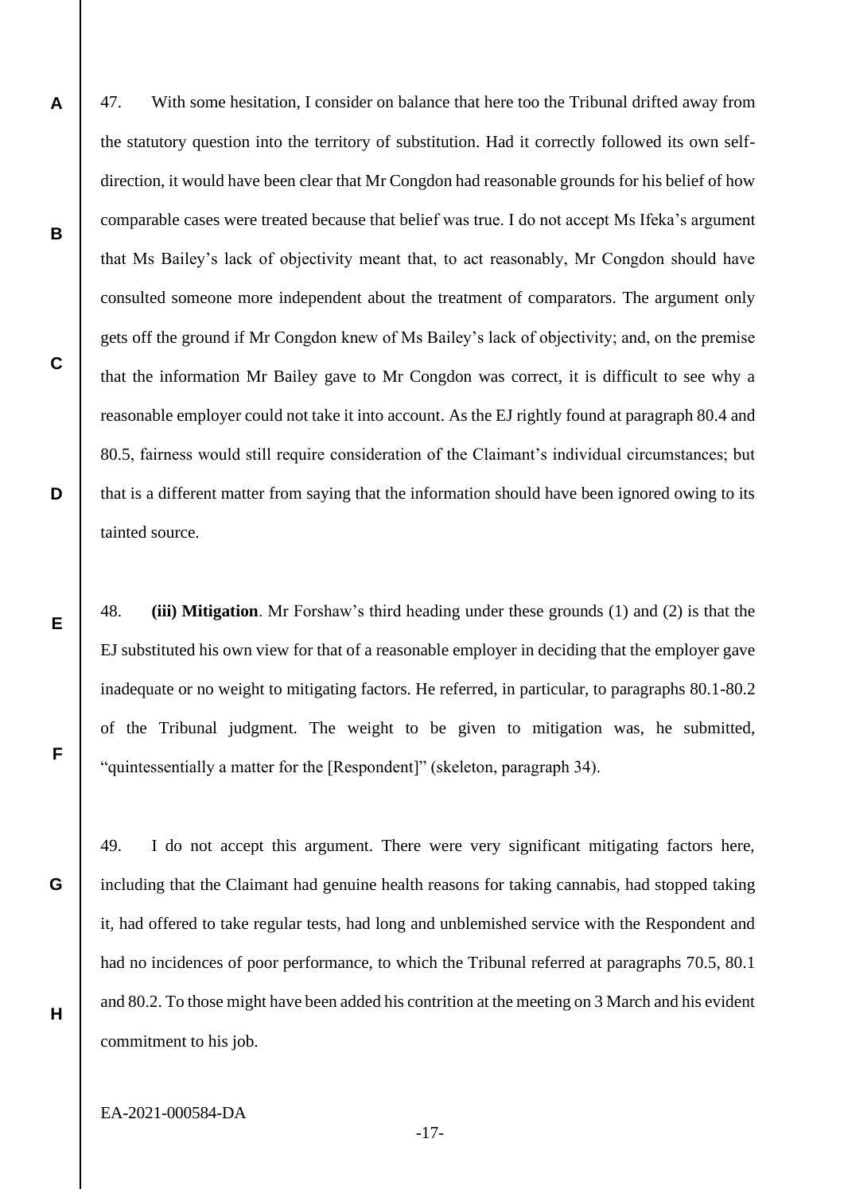47. With some hesitation, I consider on balance that here too the Tribunal drifted away from the statutory question into the territory of substitution. Had it correctly followed its own self-direction, it would have been clear that Mr Congdon had reasonable grounds for his belief of how comparable cases were treated because that belief was true. I do not accept Ms Ifeka's argument that Ms Bailey's lack of objectivity meant that, to act reasonably, Mr Congdon should have consulted someone more independent about the treatment of comparators. The argument only gets off the ground if Mr Congdon knew of Ms Bailey's lack of objectivity; and, on the premise that the information Mr Bailey gave to Mr Congdon was correct, it is difficult to see why a reasonable employer could not take it into account. As the EJ rightly found at paragraph 80.4 and 80.5, fairness would still require consideration of the Claimant's individual circumstances; but that is a different matter from saying that the information should have been ignored owing to its tainted source.

48. **(iii) Mitigation**. Mr Forshaw's third heading under these grounds (1) and (2) is that the EJ substituted his own view for that of a reasonable employer in deciding that the employer gave inadequate or no weight to mitigating factors. He referred, in particular, to paragraphs 80.1-80.2 of the Tribunal judgment. The weight to be given to mitigation was, he submitted, "quintessentially a matter for the [Respondent]" (skeleton, paragraph 34).

49. I do not accept this argument. There were very significant mitigating factors here, including that the Claimant had genuine health reasons for taking cannabis, had stopped taking it, had offered to take regular tests, had long and unblemished service with the Respondent and had no incidences of poor performance, to which the Tribunal referred at paragraphs 70.5, 80.1 and 80.2. To those might have been added his contrition at the meeting on 3 March and his evident commitment to his job.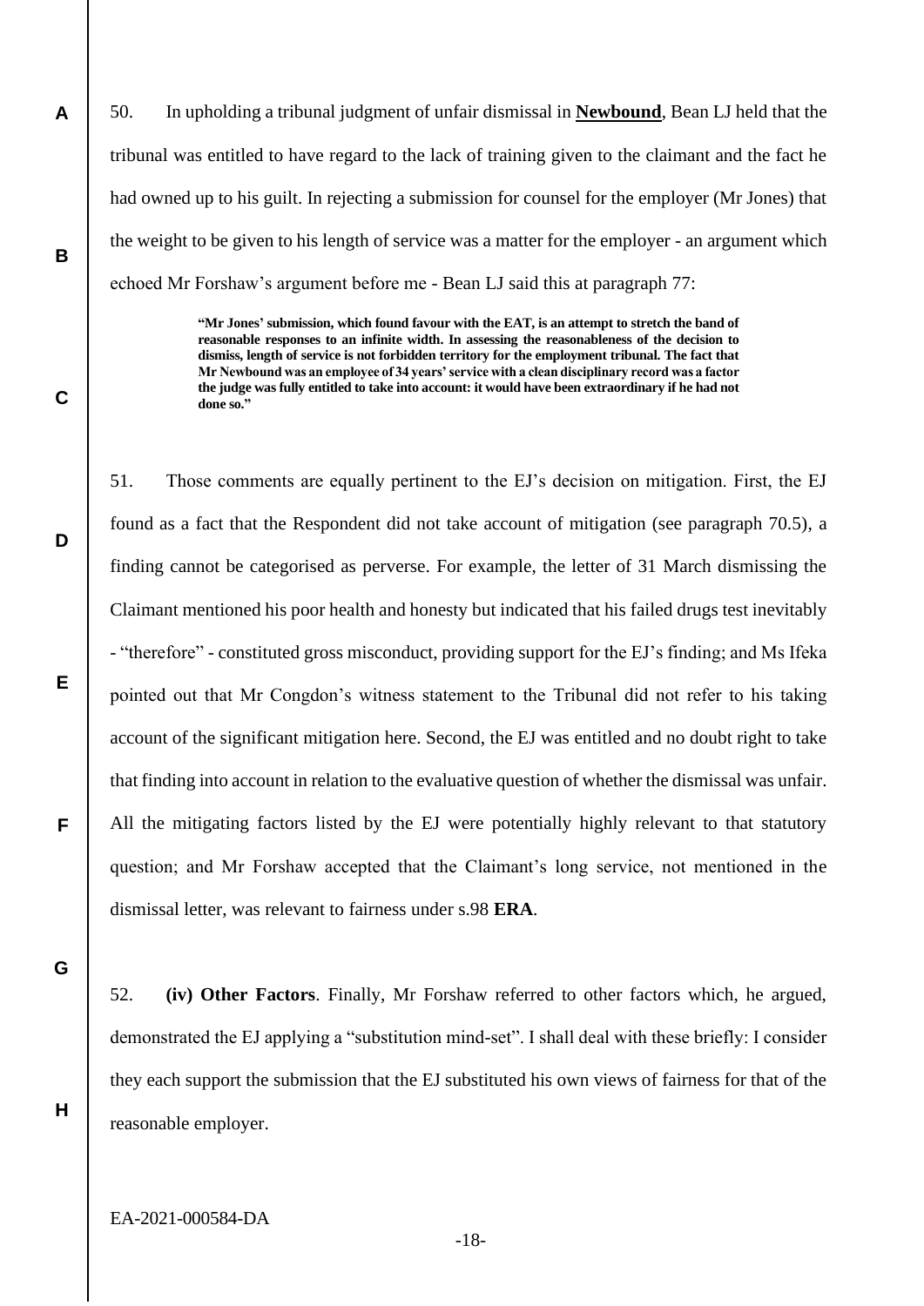50. In upholding a tribunal judgment of unfair dismissal in **Newbound**, Bean LJ held that the tribunal was entitled to have regard to the lack of training given to the claimant and the fact he had owned up to his guilt. In rejecting a submission for counsel for the employer (Mr Jones) that the weight to be given to his length of service was a matter for the employer - an argument which echoed Mr Forshaw's argument before me - Bean LJ said this at paragraph 77:

> **"Mr Jones' submission, which found favour with the EAT, is an attempt to stretch the band of reasonable responses to an infinite width. In assessing the reasonableness of the decision to dismiss, length of service is not forbidden territory for the employment tribunal. The fact that Mr Newbound was an employee of 34 years' service with a clean disciplinary record was a factor the judge was fully entitled to take into account: it would have been extraordinary if he had not done so."**

51. Those comments are equally pertinent to the EJ's decision on mitigation. First, the EJ found as a fact that the Respondent did not take account of mitigation (see paragraph 70.5), a finding cannot be categorised as perverse. For example, the letter of 31 March dismissing the Claimant mentioned his poor health and honesty but indicated that his failed drugs test inevitably - "therefore" - constituted gross misconduct, providing support for the EJ's finding; and Ms Ifeka pointed out that Mr Congdon's witness statement to the Tribunal did not refer to his taking account of the significant mitigation here. Second, the EJ was entitled and no doubt right to take that finding into account in relation to the evaluative question of whether the dismissal was unfair. All the mitigating factors listed by the EJ were potentially highly relevant to that statutory question; and Mr Forshaw accepted that the Claimant's long service, not mentioned in the dismissal letter, was relevant to fairness under s.98 **ERA**.

52. **(iv) Other Factors**. Finally, Mr Forshaw referred to other factors which, he argued, demonstrated the EJ applying a "substitution mind-set". I shall deal with these briefly: I consider they each support the submission that the EJ substituted his own views of fairness for that of the reasonable employer.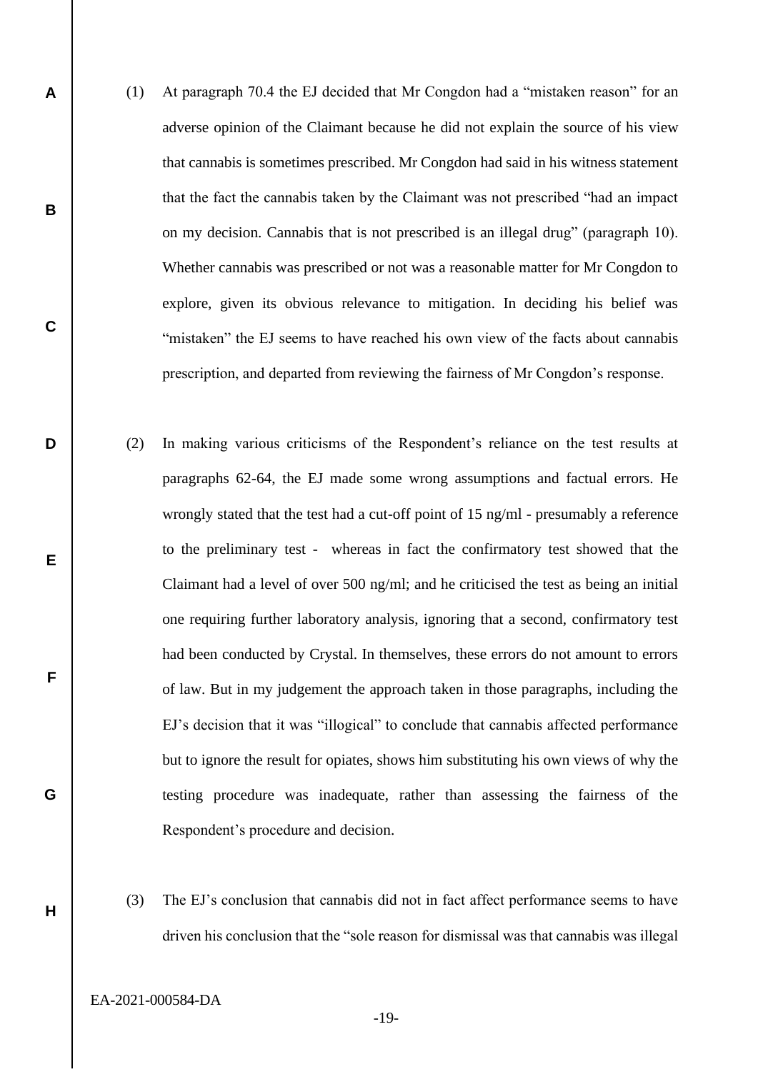(1) At paragraph 70.4 the EJ decided that Mr Congdon had a "mistaken reason" for an adverse opinion of the Claimant because he did not explain the source of his view that cannabis is sometimes prescribed. Mr Congdon had said in his witness statement that the fact the cannabis taken by the Claimant was not prescribed "had an impact on my decision. Cannabis that is not prescribed is an illegal drug" (paragraph 10). Whether cannabis was prescribed or not was a reasonable matter for Mr Congdon to explore, given its obvious relevance to mitigation. In deciding his belief was "mistaken" the EJ seems to have reached his own view of the facts about cannabis prescription, and departed from reviewing the fairness of Mr Congdon's response.

(2) In making various criticisms of the Respondent's reliance on the test results at paragraphs 62-64, the EJ made some wrong assumptions and factual errors. He wrongly stated that the test had a cut-off point of 15 ng/ml - presumably a reference to the preliminary test - whereas in fact the confirmatory test showed that the Claimant had a level of over 500 ng/ml; and he criticised the test as being an initial one requiring further laboratory analysis, ignoring that a second, confirmatory test had been conducted by Crystal. In themselves, these errors do not amount to errors of law. But in my judgement the approach taken in those paragraphs, including the EJ's decision that it was "illogical" to conclude that cannabis affected performance but to ignore the result for opiates, shows him substituting his own views of why the testing procedure was inadequate, rather than assessing the fairness of the Respondent's procedure and decision.

(3) The EJ's conclusion that cannabis did not in fact affect performance seems to have driven his conclusion that the "sole reason for dismissal was that cannabis was illegal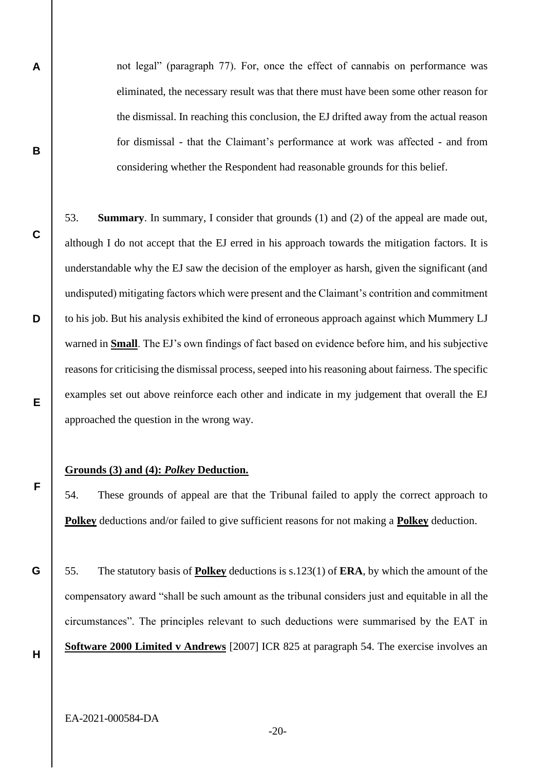not legal" (paragraph 77). For, once the effect of cannabis on performance was eliminated, the necessary result was that there must have been some other reason for the dismissal. In reaching this conclusion, the EJ drifted away from the actual reason for dismissal - that the Claimant's performance at work was affected - and from considering whether the Respondent had reasonable grounds for this belief.

53. **Summary**. In summary, I consider that grounds (1) and (2) of the appeal are made out, although I do not accept that the EJ erred in his approach towards the mitigation factors. It is understandable why the EJ saw the decision of the employer as harsh, given the significant (and undisputed) mitigating factors which were present and the Claimant's contrition and commitment to his job. But his analysis exhibited the kind of erroneous approach against which Mummery LJ warned in **Small**. The EJ's own findings of fact based on evidence before him, and his subjective reasons for criticising the dismissal process, seeped into his reasoning about fairness. The specific examples set out above reinforce each other and indicate in my judgement that overall the EJ approached the question in the wrong way.

**Grounds (3) and (4): *Polkey* Deduction.**

54. These grounds of appeal are that the Tribunal failed to apply the correct approach to **Polkey** deductions and/or failed to give sufficient reasons for not making a **Polkey** deduction.

55. The statutory basis of **Polkey** deductions is s.123(1) of **ERA**, by which the amount of the compensatory award "shall be such amount as the tribunal considers just and equitable in all the circumstances". The principles relevant to such deductions were summarised by the EAT in **Software 2000 Limited v Andrews** [2007] ICR 825 at paragraph 54. The exercise involves an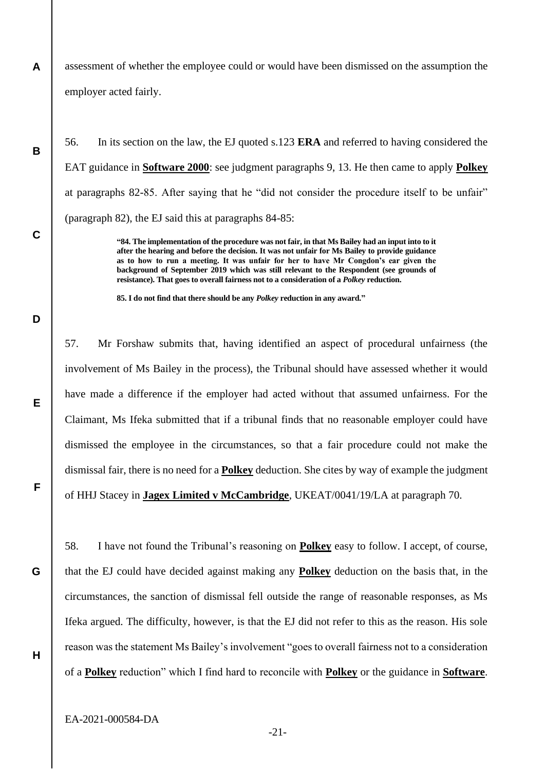assessment of whether the employee could or would have been dismissed on the assumption the employer acted fairly.

56. In its section on the law, the EJ quoted s.123 **ERA** and referred to having considered the EAT guidance in **Software 2000**: see judgment paragraphs 9, 13. He then came to apply **Polkey** at paragraphs 82-85. After saying that he "did not consider the procedure itself to be unfair" (paragraph 82), the EJ said this at paragraphs 84-85:

> **"84. The implementation of the procedure was not fair, in that Ms Bailey had an input into to it after the hearing and before the decision. It was not unfair for Ms Bailey to provide guidance as to how to run a meeting. It was unfair for her to have Mr Congdon's ear given the background of September 2019 which was still relevant to the Respondent (see grounds of resistance). That goes to overall fairness not to a consideration of a *Polkey* reduction.**
>
> **85. I do not find that there should be any *Polkey* reduction in any award."**

57. Mr Forshaw submits that, having identified an aspect of procedural unfairness (the involvement of Ms Bailey in the process), the Tribunal should have assessed whether it would have made a difference if the employer had acted without that assumed unfairness. For the Claimant, Ms Ifeka submitted that if a tribunal finds that no reasonable employer could have dismissed the employee in the circumstances, so that a fair procedure could not make the dismissal fair, there is no need for a **Polkey** deduction. She cites by way of example the judgment of HHJ Stacey in **Jagex Limited v McCambridge**, UKEAT/0041/19/LA at paragraph 70.

58. I have not found the Tribunal's reasoning on **Polkey** easy to follow. I accept, of course, that the EJ could have decided against making any **Polkey** deduction on the basis that, in the circumstances, the sanction of dismissal fell outside the range of reasonable responses, as Ms Ifeka argued. The difficulty, however, is that the EJ did not refer to this as the reason. His sole reason was the statement Ms Bailey's involvement "goes to overall fairness not to a consideration of a **Polkey** reduction" which I find hard to reconcile with **Polkey** or the guidance in **Software**.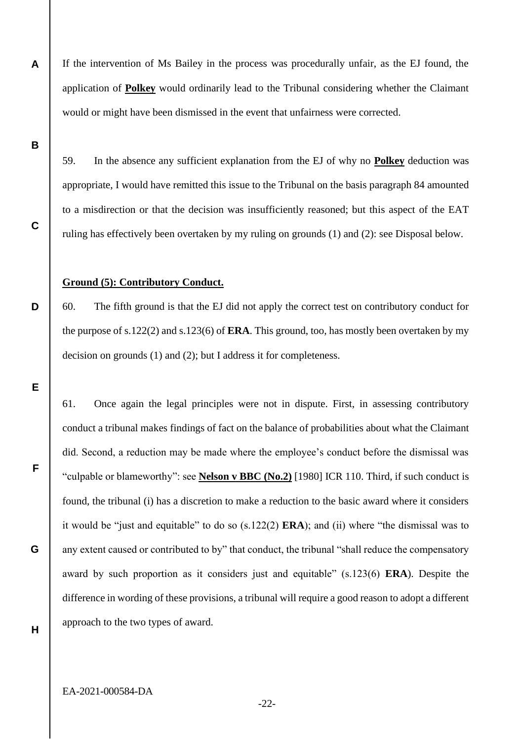If the intervention of Ms Bailey in the process was procedurally unfair, as the EJ found, the application of **Polkey** would ordinarily lead to the Tribunal considering whether the Claimant would or might have been dismissed in the event that unfairness were corrected.

59. In the absence any sufficient explanation from the EJ of why no **Polkey** deduction was appropriate, I would have remitted this issue to the Tribunal on the basis paragraph 84 amounted to a misdirection or that the decision was insufficiently reasoned; but this aspect of the EAT ruling has effectively been overtaken by my ruling on grounds (1) and (2): see Disposal below.

**Ground (5): Contributory Conduct.**

60. The fifth ground is that the EJ did not apply the correct test on contributory conduct for the purpose of s.122(2) and s.123(6) of **ERA**. This ground, too, has mostly been overtaken by my decision on grounds (1) and (2); but I address it for completeness.

61. Once again the legal principles were not in dispute. First, in assessing contributory conduct a tribunal makes findings of fact on the balance of probabilities about what the Claimant did. Second, a reduction may be made where the employee's conduct before the dismissal was "culpable or blameworthy": see **Nelson v BBC (No.2)** [1980] ICR 110. Third, if such conduct is found, the tribunal (i) has a discretion to make a reduction to the basic award where it considers it would be "just and equitable" to do so (s.122(2) **ERA**); and (ii) where "the dismissal was to any extent caused or contributed to by" that conduct, the tribunal "shall reduce the compensatory award by such proportion as it considers just and equitable" (s.123(6) **ERA**). Despite the difference in wording of these provisions, a tribunal will require a good reason to adopt a different approach to the two types of award.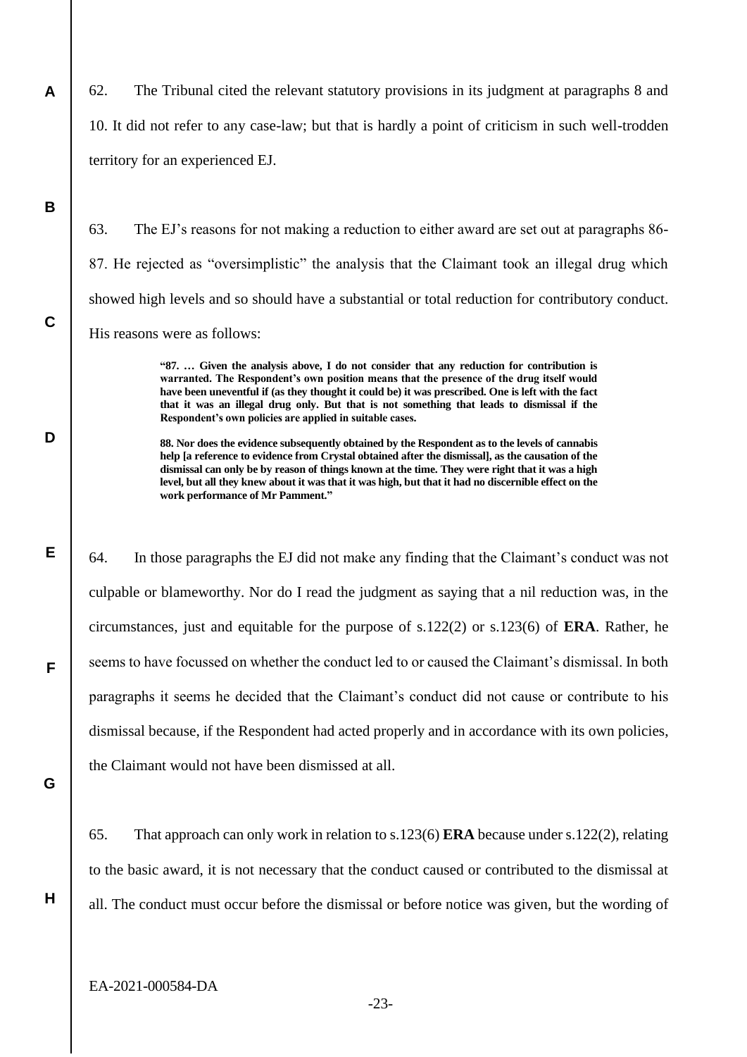62. The Tribunal cited the relevant statutory provisions in its judgment at paragraphs 8 and 10. It did not refer to any case-law; but that is hardly a point of criticism in such well-trodden territory for an experienced EJ.

63. The EJ's reasons for not making a reduction to either award are set out at paragraphs 86-87. He rejected as "oversimplistic" the analysis that the Claimant took an illegal drug which showed high levels and so should have a substantial or total reduction for contributory conduct. His reasons were as follows:

> **"87. … Given the analysis above, I do not consider that any reduction for contribution is warranted. The Respondent's own position means that the presence of the drug itself would have been uneventful if (as they thought it could be) it was prescribed. One is left with the fact that it was an illegal drug only. But that is not something that leads to dismissal if the Respondent's own policies are applied in suitable cases.**
>
> **88. Nor does the evidence subsequently obtained by the Respondent as to the levels of cannabis help [a reference to evidence from Crystal obtained after the dismissal], as the causation of the dismissal can only be by reason of things known at the time. They were right that it was a high level, but all they knew about it was that it was high, but that it had no discernible effect on the work performance of Mr Pamment."**

64. In those paragraphs the EJ did not make any finding that the Claimant's conduct was not culpable or blameworthy. Nor do I read the judgment as saying that a nil reduction was, in the circumstances, just and equitable for the purpose of s.122(2) or s.123(6) of **ERA**. Rather, he seems to have focussed on whether the conduct led to or caused the Claimant's dismissal. In both paragraphs it seems he decided that the Claimant's conduct did not cause or contribute to his dismissal because, if the Respondent had acted properly and in accordance with its own policies, the Claimant would not have been dismissed at all.

65. That approach can only work in relation to s.123(6) **ERA** because under s.122(2), relating to the basic award, it is not necessary that the conduct caused or contributed to the dismissal at all. The conduct must occur before the dismissal or before notice was given, but the wording of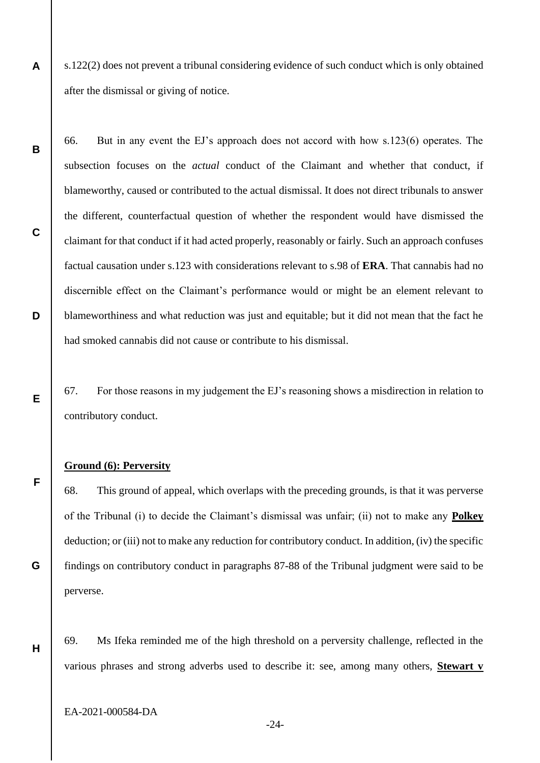s.122(2) does not prevent a tribunal considering evidence of such conduct which is only obtained after the dismissal or giving of notice.

66. But in any event the EJ's approach does not accord with how s.123(6) operates. The subsection focuses on the *actual* conduct of the Claimant and whether that conduct, if blameworthy, caused or contributed to the actual dismissal. It does not direct tribunals to answer the different, counterfactual question of whether the respondent would have dismissed the claimant for that conduct if it had acted properly, reasonably or fairly. Such an approach confuses factual causation under s.123 with considerations relevant to s.98 of **ERA**. That cannabis had no discernible effect on the Claimant's performance would or might be an element relevant to blameworthiness and what reduction was just and equitable; but it did not mean that the fact he had smoked cannabis did not cause or contribute to his dismissal.

67. For those reasons in my judgement the EJ's reasoning shows a misdirection in relation to contributory conduct.

**Ground (6): Perversity**

68. This ground of appeal, which overlaps with the preceding grounds, is that it was perverse of the Tribunal (i) to decide the Claimant's dismissal was unfair; (ii) not to make any **Polkey** deduction; or (iii) not to make any reduction for contributory conduct. In addition, (iv) the specific findings on contributory conduct in paragraphs 87-88 of the Tribunal judgment were said to be perverse.

69. Ms Ifeka reminded me of the high threshold on a perversity challenge, reflected in the various phrases and strong adverbs used to describe it: see, among many others, **Stewart v**

EA-2021-000584-DA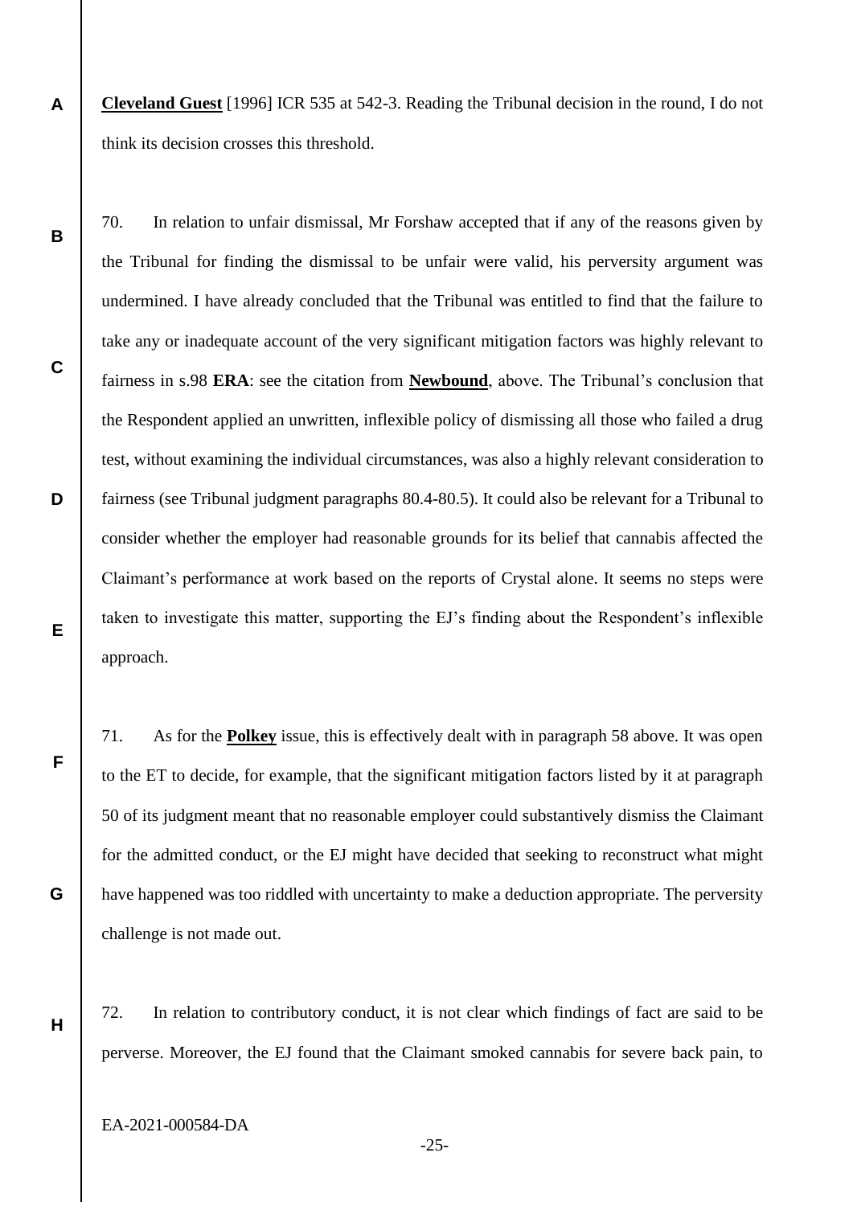**Cleveland Guest** [1996] ICR 535 at 542-3. Reading the Tribunal decision in the round, I do not think its decision crosses this threshold.

70. In relation to unfair dismissal, Mr Forshaw accepted that if any of the reasons given by the Tribunal for finding the dismissal to be unfair were valid, his perversity argument was undermined. I have already concluded that the Tribunal was entitled to find that the failure to take any or inadequate account of the very significant mitigation factors was highly relevant to fairness in s.98 **ERA**: see the citation from **Newbound**, above. The Tribunal's conclusion that the Respondent applied an unwritten, inflexible policy of dismissing all those who failed a drug test, without examining the individual circumstances, was also a highly relevant consideration to fairness (see Tribunal judgment paragraphs 80.4-80.5). It could also be relevant for a Tribunal to consider whether the employer had reasonable grounds for its belief that cannabis affected the Claimant's performance at work based on the reports of Crystal alone. It seems no steps were taken to investigate this matter, supporting the EJ's finding about the Respondent's inflexible approach.

71. As for the **Polkey** issue, this is effectively dealt with in paragraph 58 above. It was open to the ET to decide, for example, that the significant mitigation factors listed by it at paragraph 50 of its judgment meant that no reasonable employer could substantively dismiss the Claimant for the admitted conduct, or the EJ might have decided that seeking to reconstruct what might have happened was too riddled with uncertainty to make a deduction appropriate. The perversity challenge is not made out.

72. In relation to contributory conduct, it is not clear which findings of fact are said to be perverse. Moreover, the EJ found that the Claimant smoked cannabis for severe back pain, to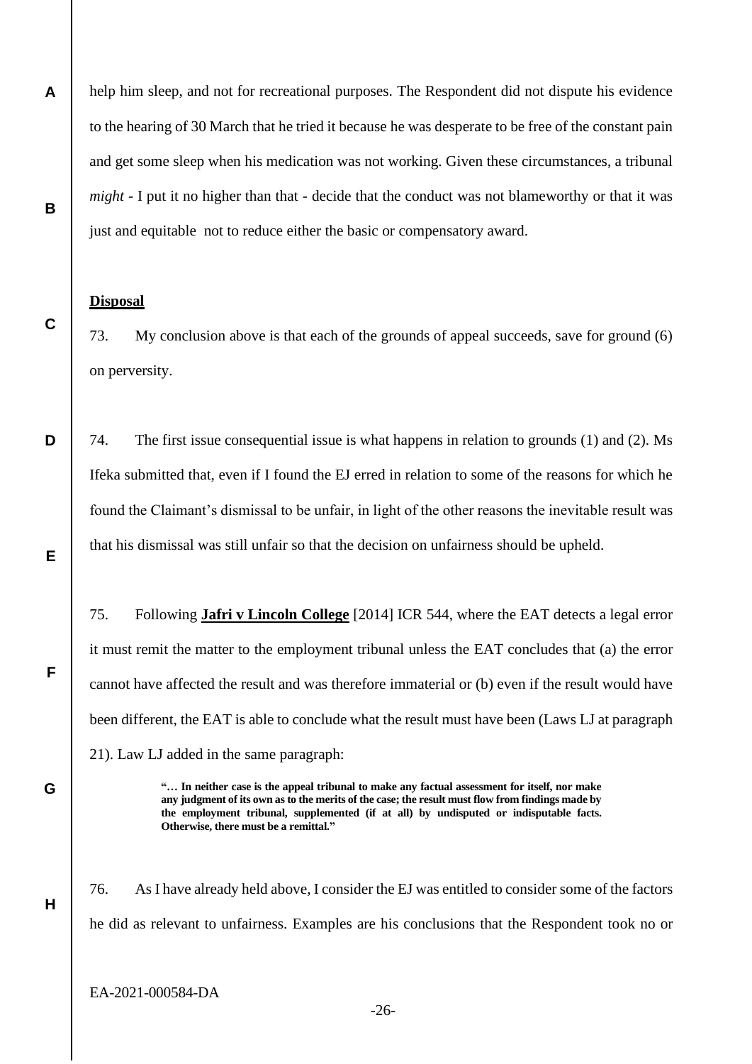help him sleep, and not for recreational purposes. The Respondent did not dispute his evidence to the hearing of 30 March that he tried it because he was desperate to be free of the constant pain and get some sleep when his medication was not working. Given these circumstances, a tribunal *might* - I put it no higher than that - decide that the conduct was not blameworthy or that it was just and equitable not to reduce either the basic or compensatory award.

**Disposal**

73. My conclusion above is that each of the grounds of appeal succeeds, save for ground (6) on perversity.

74. The first issue consequential issue is what happens in relation to grounds (1) and (2). Ms Ifeka submitted that, even if I found the EJ erred in relation to some of the reasons for which he found the Claimant's dismissal to be unfair, in light of the other reasons the inevitable result was that his dismissal was still unfair so that the decision on unfairness should be upheld.

75. Following **Jafri v Lincoln College** [2014] ICR 544, where the EAT detects a legal error it must remit the matter to the employment tribunal unless the EAT concludes that (a) the error cannot have affected the result and was therefore immaterial or (b) even if the result would have been different, the EAT is able to conclude what the result must have been (Laws LJ at paragraph 21). Law LJ added in the same paragraph:

> **"… In neither case is the appeal tribunal to make any factual assessment for itself, nor make any judgment of its own as to the merits of the case; the result must flow from findings made by the employment tribunal, supplemented (if at all) by undisputed or indisputable facts. Otherwise, there must be a remittal."**

76. As I have already held above, I consider the EJ was entitled to consider some of the factors he did as relevant to unfairness. Examples are his conclusions that the Respondent took no or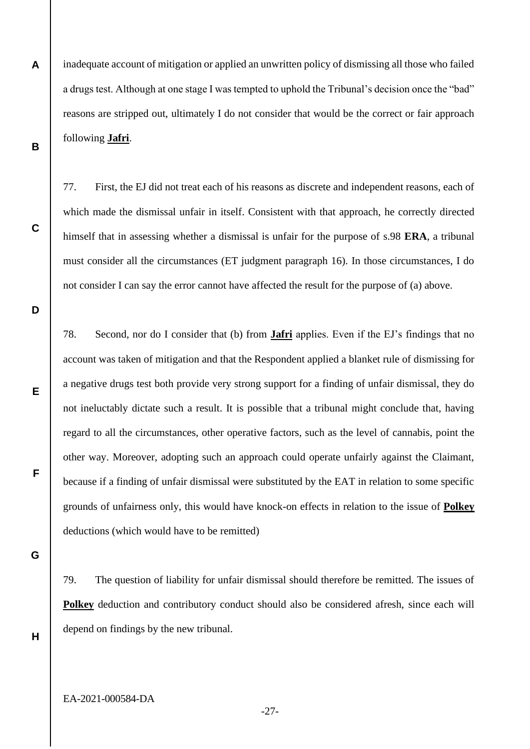inadequate account of mitigation or applied an unwritten policy of dismissing all those who failed a drugs test. Although at one stage I was tempted to uphold the Tribunal's decision once the "bad" reasons are stripped out, ultimately I do not consider that would be the correct or fair approach following **Jafri**.

77. First, the EJ did not treat each of his reasons as discrete and independent reasons, each of which made the dismissal unfair in itself. Consistent with that approach, he correctly directed himself that in assessing whether a dismissal is unfair for the purpose of s.98 **ERA**, a tribunal must consider all the circumstances (ET judgment paragraph 16). In those circumstances, I do not consider I can say the error cannot have affected the result for the purpose of (a) above.

78. Second, nor do I consider that (b) from **Jafri** applies. Even if the EJ's findings that no account was taken of mitigation and that the Respondent applied a blanket rule of dismissing for a negative drugs test both provide very strong support for a finding of unfair dismissal, they do not ineluctably dictate such a result. It is possible that a tribunal might conclude that, having regard to all the circumstances, other operative factors, such as the level of cannabis, point the other way. Moreover, adopting such an approach could operate unfairly against the Claimant, because if a finding of unfair dismissal were substituted by the EAT in relation to some specific grounds of unfairness only, this would have knock-on effects in relation to the issue of **Polkey** deductions (which would have to be remitted)

79. The question of liability for unfair dismissal should therefore be remitted. The issues of **Polkey** deduction and contributory conduct should also be considered afresh, since each will depend on findings by the new tribunal.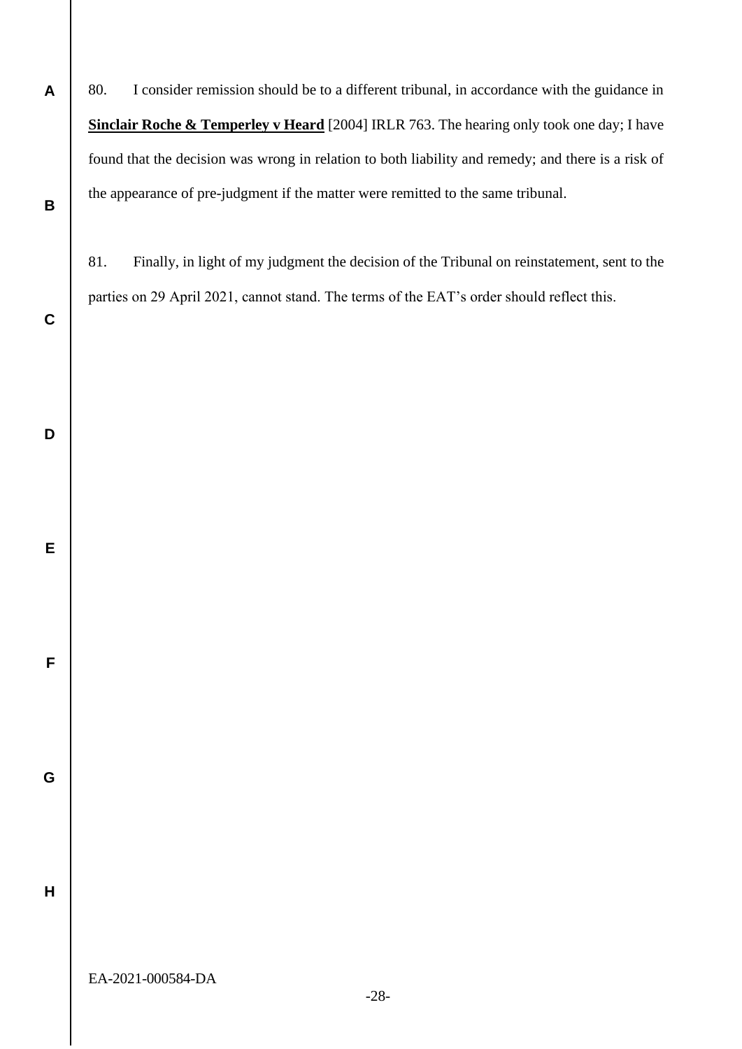80. I consider remission should be to a different tribunal, in accordance with the guidance in **Sinclair Roche & Temperley v Heard** [2004] IRLR 763. The hearing only took one day; I have found that the decision was wrong in relation to both liability and remedy; and there is a risk of the appearance of pre-judgment if the matter were remitted to the same tribunal.

81. Finally, in light of my judgment the decision of the Tribunal on reinstatement, sent to the parties on 29 April 2021, cannot stand. The terms of the EAT's order should reflect this.